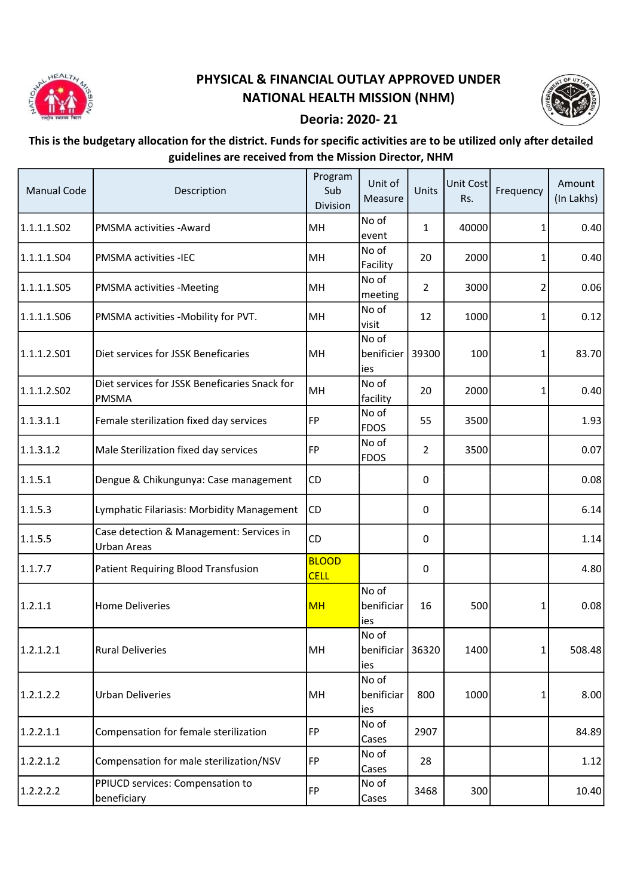# PHYSICAL & FINANCIAL OUTLAY APPROVED UNDER NATIONAL HEALTH MISSION (NHM)

## Deoria: 2020- 21

**This is the budgetary allocation for the district. Funds for specific activities are to be utilized only after detailed guidelines are received from the Mission Director, NHM**

| Manual Code | Description | Program Sub Division | Unit of Measure | Units | Unit Cost Rs. | Frequency | Amount (In Lakhs) |
|---|---|---|---|---|---|---|---|
| 1.1.1.1.S02 | PMSMA activities -Award | MH | No of event | 1 | 40000 | 1 | 0.40 |
| 1.1.1.1.S04 | PMSMA activities -IEC | MH | No of Facility | 20 | 2000 | 1 | 0.40 |
| 1.1.1.1.S05 | PMSMA activities -Meeting | MH | No of meeting | 2 | 3000 | 2 | 0.06 |
| 1.1.1.1.S06 | PMSMA activities -Mobility for PVT. | MH | No of visit | 12 | 1000 | 1 | 0.12 |
| 1.1.1.2.S01 | Diet services for JSSK Beneficaries | MH | No of beneficiaries | 39300 | 100 | 1 | 83.70 |
| 1.1.1.2.S02 | Diet services for JSSK Beneficaries Snack for PMSMA | MH | No of facility | 20 | 2000 | 1 | 0.40 |
| 1.1.3.1.1 | Female sterilization fixed day services | FP | No of FDOS | 55 | 3500 | | 1.93 |
| 1.1.3.1.2 | Male Sterilization fixed day services | FP | No of FDOS | 2 | 3500 | | 0.07 |
| 1.1.5.1 | Dengue & Chikungunya: Case management | CD | | 0 | | | 0.08 |
| 1.1.5.3 | Lymphatic Filariasis: Morbidity Management | CD | | 0 | | | 6.14 |
| 1.1.5.5 | Case detection & Management: Services in Urban Areas | CD | | 0 | | | 1.14 |
| 1.1.7.7 | Patient Requiring Blood Transfusion | BLOOD CELL | | 0 | | | 4.80 |
| 1.2.1.1 | Home Deliveries | MH | No of beneficiaries | 16 | 500 | 1 | 0.08 |
| 1.2.1.2.1 | Rural Deliveries | MH | No of beneficiaries | 36320 | 1400 | 1 | 508.48 |
| 1.2.1.2.2 | Urban Deliveries | MH | No of beneficiaries | 800 | 1000 | 1 | 8.00 |
| 1.2.2.1.1 | Compensation for female sterilization | FP | No of Cases | 2907 | | | 84.89 |
| 1.2.2.1.2 | Compensation for male sterilization/NSV | FP | No of Cases | 28 | | | 1.12 |
| 1.2.2.2.2 | PPIUCD services: Compensation to beneficiary | FP | No of Cases | 3468 | 300 | | 10.40 |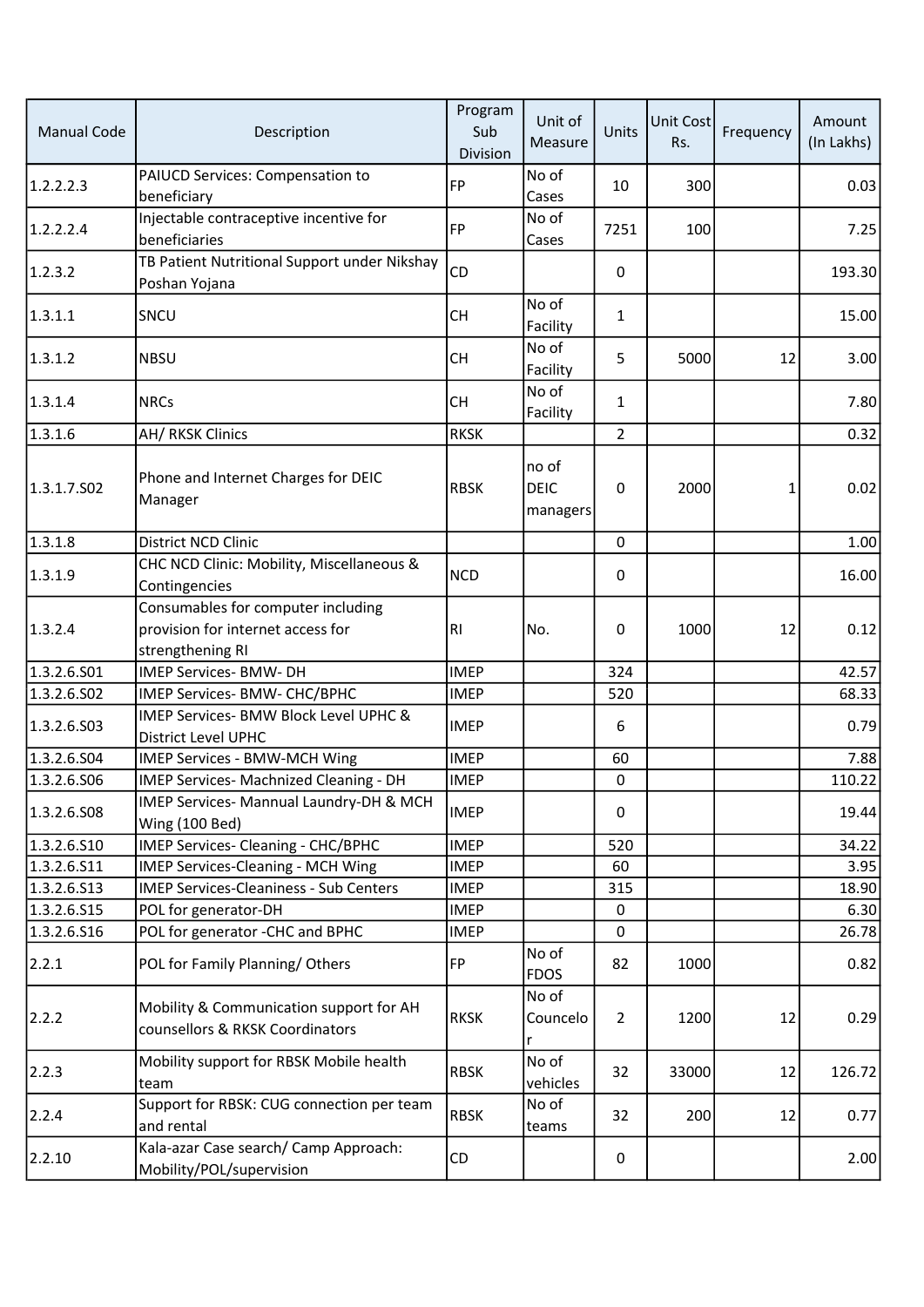| Manual Code | Description | Program Sub Division | Unit of Measure | Units | Unit Cost Rs. | Frequency | Amount (In Lakhs) |
|---|---|---|---|---|---|---|---|
| 1.2.2.2.3 | PAIUCD Services: Compensation to beneficiary | FP | No of Cases | 10 | 300 | | 0.03 |
| 1.2.2.2.4 | Injectable contraceptive incentive for beneficiaries | FP | No of Cases | 7251 | 100 | | 7.25 |
| 1.2.3.2 | TB Patient Nutritional Support under Nikshay Poshan Yojana | CD | | 0 | | | 193.30 |
| 1.3.1.1 | SNCU | CH | No of Facility | 1 | | | 15.00 |
| 1.3.1.2 | NBSU | CH | No of Facility | 5 | 5000 | 12 | 3.00 |
| 1.3.1.4 | NRCs | CH | No of Facility | 1 | | | 7.80 |
| 1.3.1.6 | AH/ RKSK Clinics | RKSK | | 2 | | | 0.32 |
| 1.3.1.7.S02 | Phone and Internet Charges for DEIC Manager | RBSK | no of DEIC managers | 0 | 2000 | 1 | 0.02 |
| 1.3.1.8 | District NCD Clinic | | | 0 | | | 1.00 |
| 1.3.1.9 | CHC NCD Clinic: Mobility, Miscellaneous & Contingencies | NCD | | 0 | | | 16.00 |
| 1.3.2.4 | Consumables for computer including provision for internet access for strengthening RI | RI | No. | 0 | 1000 | 12 | 0.12 |
| 1.3.2.6.S01 | IMEP Services- BMW- DH | IMEP | | 324 | | | 42.57 |
| 1.3.2.6.S02 | IMEP Services- BMW- CHC/BPHC | IMEP | | 520 | | | 68.33 |
| 1.3.2.6.S03 | IMEP Services- BMW Block Level UPHC & District Level UPHC | IMEP | | 6 | | | 0.79 |
| 1.3.2.6.S04 | IMEP Services - BMW-MCH Wing | IMEP | | 60 | | | 7.88 |
| 1.3.2.6.S06 | IMEP Services- Machnized Cleaning - DH | IMEP | | 0 | | | 110.22 |
| 1.3.2.6.S08 | IMEP Services- Mannual Laundry-DH & MCH Wing (100 Bed) | IMEP | | 0 | | | 19.44 |
| 1.3.2.6.S10 | IMEP Services- Cleaning - CHC/BPHC | IMEP | | 520 | | | 34.22 |
| 1.3.2.6.S11 | IMEP Services-Cleaning - MCH Wing | IMEP | | 60 | | | 3.95 |
| 1.3.2.6.S13 | IMEP Services-Cleaniness - Sub Centers | IMEP | | 315 | | | 18.90 |
| 1.3.2.6.S15 | POL for generator-DH | IMEP | | 0 | | | 6.30 |
| 1.3.2.6.S16 | POL for generator -CHC and BPHC | IMEP | | 0 | | | 26.78 |
| 2.2.1 | POL for Family Planning/ Others | FP | No of FDOS | 82 | 1000 | | 0.82 |
| 2.2.2 | Mobility & Communication support for AH counsellors & RKSK Coordinators | RKSK | No of Councelor | 2 | 1200 | 12 | 0.29 |
| 2.2.3 | Mobility support for RBSK Mobile health team | RBSK | No of vehicles | 32 | 33000 | 12 | 126.72 |
| 2.2.4 | Support for RBSK: CUG connection per team and rental | RBSK | No of teams | 32 | 200 | 12 | 0.77 |
| 2.2.10 | Kala-azar Case search/ Camp Approach: Mobility/POL/supervision | CD | | 0 | | | 2.00 |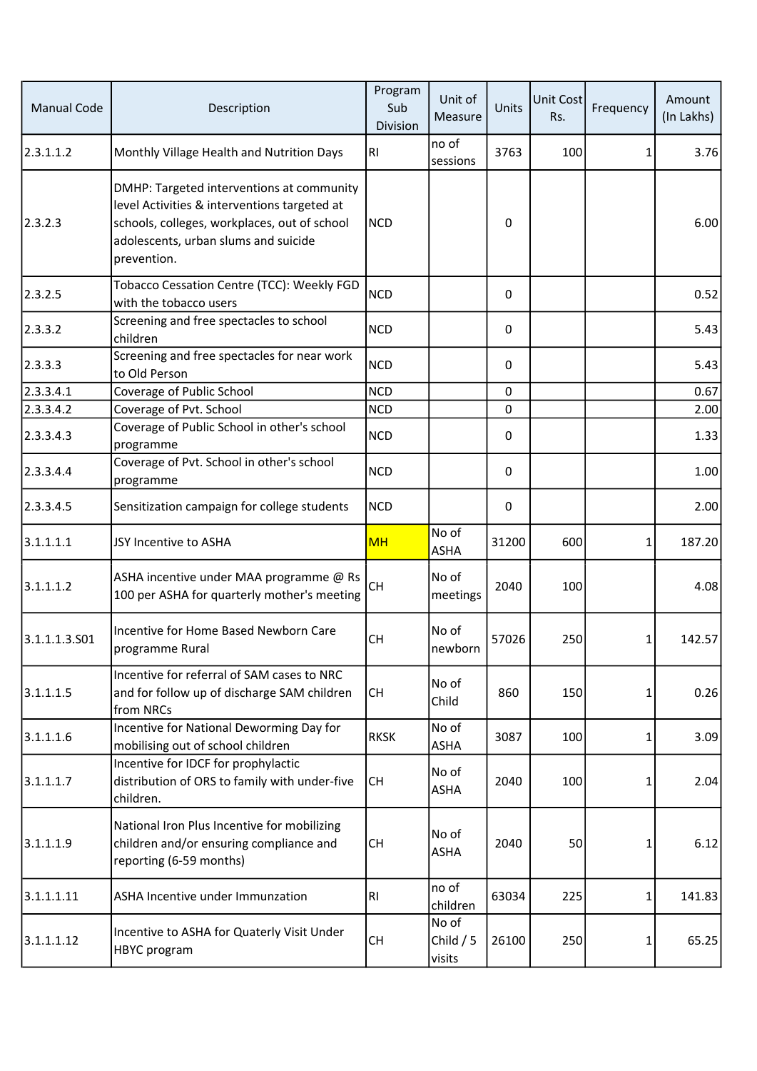| Manual Code | Description | Program Sub Division | Unit of Measure | Units | Unit Cost Rs. | Frequency | Amount (In Lakhs) |
|---|---|---|---|---|---|---|---|
| 2.3.1.1.2 | Monthly Village Health and Nutrition Days | RI | no of sessions | 3763 | 100 | 1 | 3.76 |
| 2.3.2.3 | DMHP: Targeted interventions at community level Activities & interventions targeted at schools, colleges, workplaces, out of school adolescents, urban slums and suicide prevention. | NCD | | 0 | | | 6.00 |
| 2.3.2.5 | Tobacco Cessation Centre (TCC): Weekly FGD with the tobacco users | NCD | | 0 | | | 0.52 |
| 2.3.3.2 | Screening and free spectacles to school children | NCD | | 0 | | | 5.43 |
| 2.3.3.3 | Screening and free spectacles for near work to Old Person | NCD | | 0 | | | 5.43 |
| 2.3.3.4.1 | Coverage of Public School | NCD | | 0 | | | 0.67 |
| 2.3.3.4.2 | Coverage of Pvt. School | NCD | | 0 | | | 2.00 |
| 2.3.3.4.3 | Coverage of Public School in other's school programme | NCD | | 0 | | | 1.33 |
| 2.3.3.4.4 | Coverage of Pvt. School in other's school programme | NCD | | 0 | | | 1.00 |
| 2.3.3.4.5 | Sensitization campaign for college students | NCD | | 0 | | | 2.00 |
| 3.1.1.1.1 | JSY Incentive to ASHA | MH | No of ASHA | 31200 | 600 | 1 | 187.20 |
| 3.1.1.1.2 | ASHA incentive under MAA programme @ Rs 100 per ASHA for quarterly mother's meeting | CH | No of meetings | 2040 | 100 | | 4.08 |
| 3.1.1.1.3.S01 | Incentive for Home Based Newborn Care programme Rural | CH | No of newborn | 57026 | 250 | 1 | 142.57 |
| 3.1.1.1.5 | Incentive for referral of SAM cases to NRC and for follow up of discharge SAM children from NRCs | CH | No of Child | 860 | 150 | 1 | 0.26 |
| 3.1.1.1.6 | Incentive for National Deworming Day for mobilising out of school children | RKSK | No of ASHA | 3087 | 100 | 1 | 3.09 |
| 3.1.1.1.7 | Incentive for IDCF for prophylactic distribution of ORS to family with under-five children. | CH | No of ASHA | 2040 | 100 | 1 | 2.04 |
| 3.1.1.1.9 | National Iron Plus Incentive for mobilizing children and/or ensuring compliance and reporting (6-59 months) | CH | No of ASHA | 2040 | 50 | 1 | 6.12 |
| 3.1.1.1.11 | ASHA Incentive under Immunzation | RI | no of children | 63034 | 225 | 1 | 141.83 |
| 3.1.1.1.12 | Incentive to ASHA for Quaterly Visit Under HBYC program | CH | No of Child / 5 visits | 26100 | 250 | 1 | 65.25 |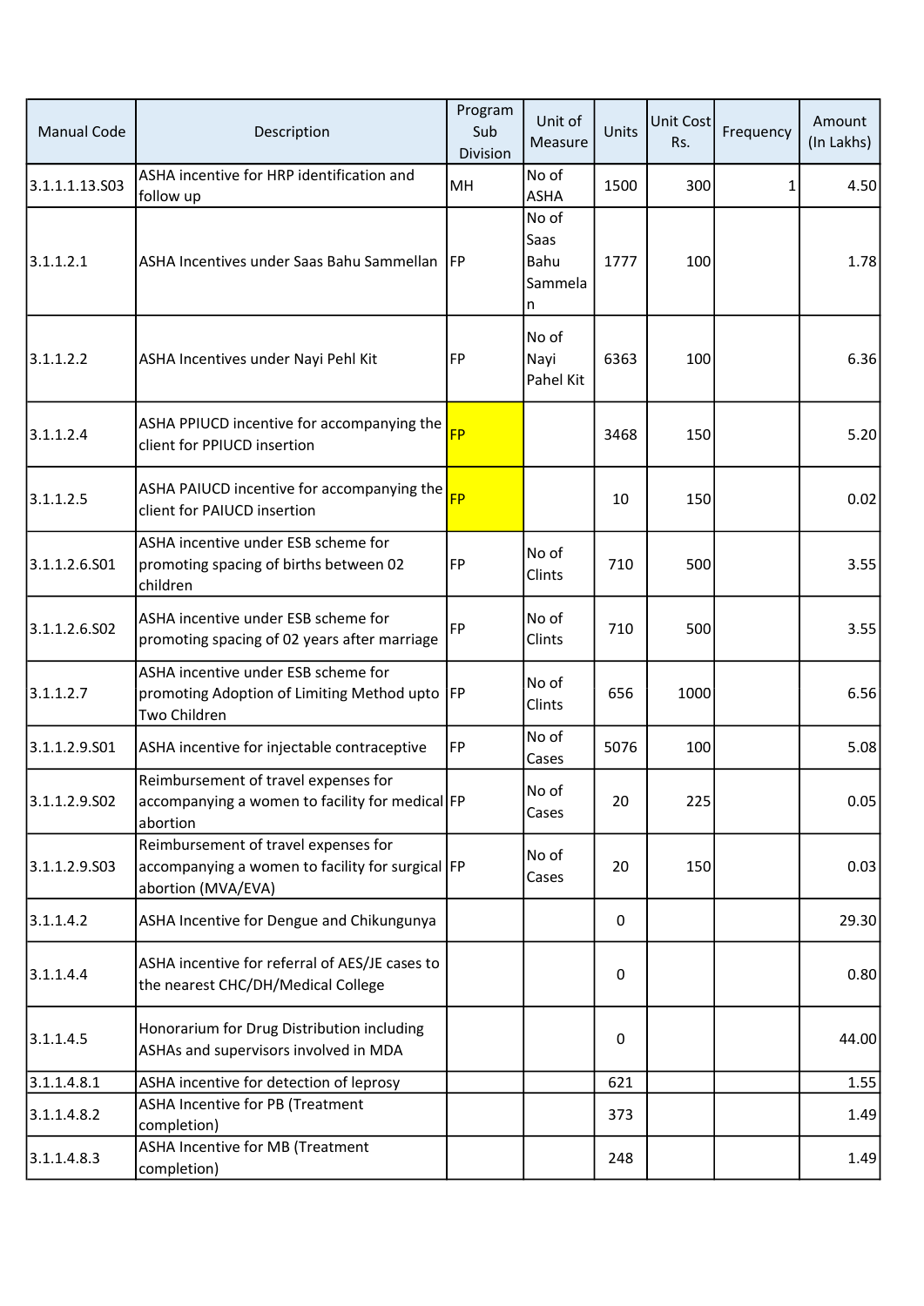| Manual Code | Description | Program Sub Division | Unit of Measure | Units | Unit Cost Rs. | Frequency | Amount (In Lakhs) |
|---|---|---|---|---|---|---|---|
| 3.1.1.1.13.S03 | ASHA incentive for HRP identification and follow up | MH | No of ASHA | 1500 | 300 | 1 | 4.50 |
| 3.1.1.2.1 | ASHA Incentives under Saas Bahu Sammellan | FP | No of Saas Bahu Sammelan | 1777 | 100 | | 1.78 |
| 3.1.1.2.2 | ASHA Incentives under Nayi Pehl Kit | FP | No of Nayi Pahel Kit | 6363 | 100 | | 6.36 |
| 3.1.1.2.4 | ASHA PPIUCD incentive for accompanying the client for PPIUCD insertion | FP | | 3468 | 150 | | 5.20 |
| 3.1.1.2.5 | ASHA PAIUCD incentive for accompanying the client for PAIUCD insertion | FP | | 10 | 150 | | 0.02 |
| 3.1.1.2.6.S01 | ASHA incentive under ESB scheme for promoting spacing of births between 02 children | FP | No of Clints | 710 | 500 | | 3.55 |
| 3.1.1.2.6.S02 | ASHA incentive under ESB scheme for promoting spacing of 02 years after marriage | FP | No of Clints | 710 | 500 | | 3.55 |
| 3.1.1.2.7 | ASHA incentive under ESB scheme for promoting Adoption of Limiting Method upto Two Children | FP | No of Clints | 656 | 1000 | | 6.56 |
| 3.1.1.2.9.S01 | ASHA incentive for injectable contraceptive | FP | No of Cases | 5076 | 100 | | 5.08 |
| 3.1.1.2.9.S02 | Reimbursement of travel expenses for accompanying a women to facility for medical abortion | FP | No of Cases | 20 | 225 | | 0.05 |
| 3.1.1.2.9.S03 | Reimbursement of travel expenses for accompanying a women to facility for surgical abortion (MVA/EVA) | FP | No of Cases | 20 | 150 | | 0.03 |
| 3.1.1.4.2 | ASHA Incentive for Dengue and Chikungunya | | | 0 | | | 29.30 |
| 3.1.1.4.4 | ASHA incentive for referral of AES/JE cases to the nearest CHC/DH/Medical College | | | 0 | | | 0.80 |
| 3.1.1.4.5 | Honorarium for Drug Distribution including ASHAs and supervisors involved in MDA | | | 0 | | | 44.00 |
| 3.1.1.4.8.1 | ASHA incentive for detection of leprosy | | | 621 | | | 1.55 |
| 3.1.1.4.8.2 | ASHA Incentive for PB (Treatment completion) | | | 373 | | | 1.49 |
| 3.1.1.4.8.3 | ASHA Incentive for MB (Treatment completion) | | | 248 | | | 1.49 |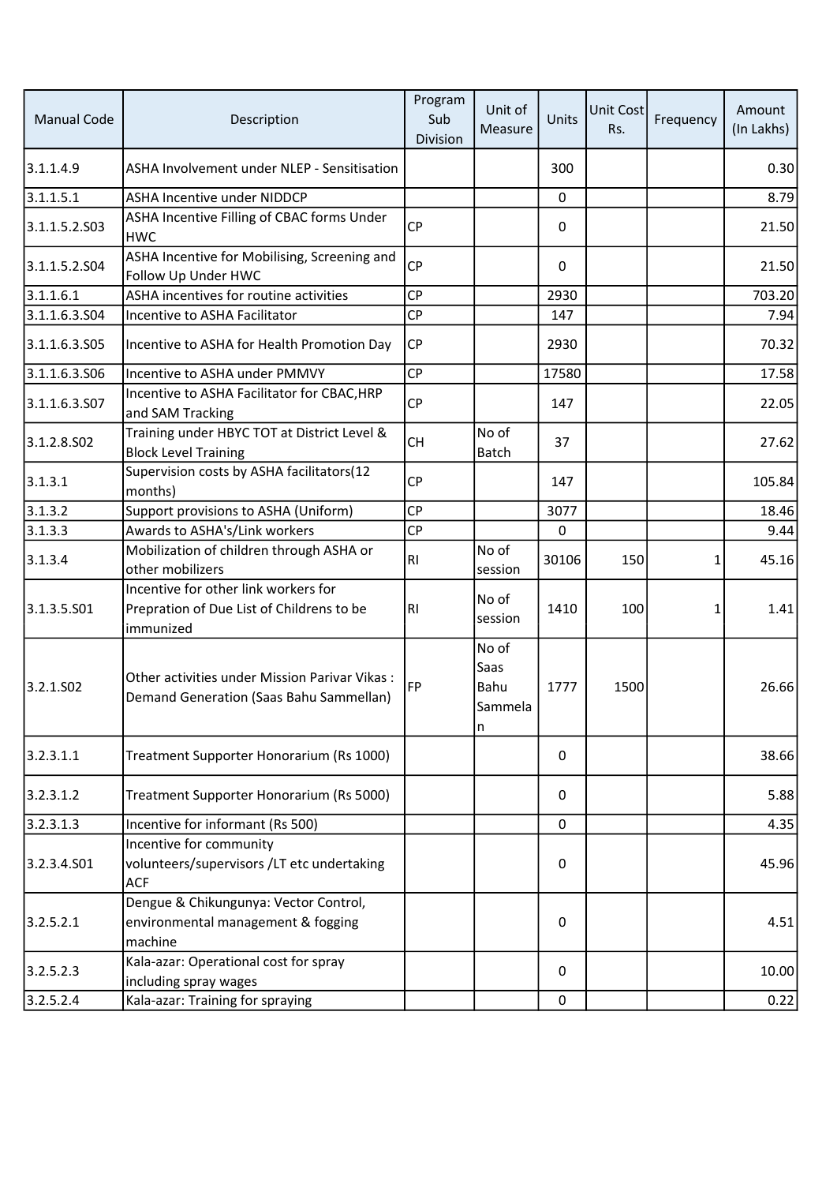| Manual Code | Description | Program Sub Division | Unit of Measure | Units | Unit Cost Rs. | Frequency | Amount (In Lakhs) |
|---|---|---|---|---|---|---|---|
| 3.1.1.4.9 | ASHA Involvement under NLEP - Sensitisation | | | 300 | | | 0.30 |
| 3.1.1.5.1 | ASHA Incentive under NIDDCP | | | 0 | | | 8.79 |
| 3.1.1.5.2.S03 | ASHA Incentive Filling of CBAC forms Under HWC | CP | | 0 | | | 21.50 |
| 3.1.1.5.2.S04 | ASHA Incentive for Mobilising, Screening and Follow Up Under HWC | CP | | 0 | | | 21.50 |
| 3.1.1.6.1 | ASHA incentives for routine activities | CP | | 2930 | | | 703.20 |
| 3.1.1.6.3.S04 | Incentive to ASHA Facilitator | CP | | 147 | | | 7.94 |
| 3.1.1.6.3.S05 | Incentive to ASHA for Health Promotion Day | CP | | 2930 | | | 70.32 |
| 3.1.1.6.3.S06 | Incentive to ASHA under PMMVY | CP | | 17580 | | | 17.58 |
| 3.1.1.6.3.S07 | Incentive to ASHA Facilitator for CBAC,HRP and SAM Tracking | CP | | 147 | | | 22.05 |
| 3.1.2.8.S02 | Training under HBYC TOT at District Level & Block Level Training | CH | No of Batch | 37 | | | 27.62 |
| 3.1.3.1 | Supervision costs by ASHA facilitators(12 months) | CP | | 147 | | | 105.84 |
| 3.1.3.2 | Support provisions to ASHA (Uniform) | CP | | 3077 | | | 18.46 |
| 3.1.3.3 | Awards to ASHA's/Link workers | CP | | 0 | | | 9.44 |
| 3.1.3.4 | Mobilization of children through ASHA or other mobilizers | RI | No of session | 30106 | 150 | 1 | 45.16 |
| 3.1.3.5.S01 | Incentive for other link workers for Prepration of Due List of Childrens to be immunized | RI | No of session | 1410 | 100 | 1 | 1.41 |
| 3.2.1.S02 | Other activities under Mission Parivar Vikas : Demand Generation (Saas Bahu Sammellan) | FP | No of Saas Bahu Sammelan | 1777 | 1500 | | 26.66 |
| 3.2.3.1.1 | Treatment Supporter Honorarium (Rs 1000) | | | 0 | | | 38.66 |
| 3.2.3.1.2 | Treatment Supporter Honorarium (Rs 5000) | | | 0 | | | 5.88 |
| 3.2.3.1.3 | Incentive for informant (Rs 500) | | | 0 | | | 4.35 |
| 3.2.3.4.S01 | Incentive for community volunteers/supervisors /LT etc undertaking ACF | | | 0 | | | 45.96 |
| 3.2.5.2.1 | Dengue & Chikungunya: Vector Control, environmental management & fogging machine | | | 0 | | | 4.51 |
| 3.2.5.2.3 | Kala-azar: Operational cost for spray including spray wages | | | 0 | | | 10.00 |
| 3.2.5.2.4 | Kala-azar: Training for spraying | | | 0 | | | 0.22 |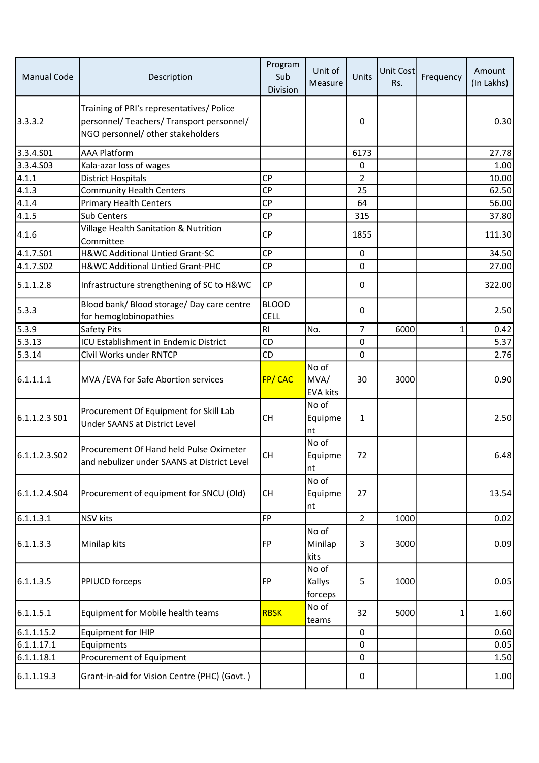| Manual Code | Description | Program Sub Division | Unit of Measure | Units | Unit Cost Rs. | Frequency | Amount (In Lakhs) |
|---|---|---|---|---|---|---|---|
| 3.3.3.2 | Training of PRI's representatives/ Police personnel/ Teachers/ Transport personnel/ NGO personnel/ other stakeholders | | | 0 | | | 0.30 |
| 3.3.4.S01 | AAA Platform | | | 6173 | | | 27.78 |
| 3.3.4.S03 | Kala-azar loss of wages | | | 0 | | | 1.00 |
| 4.1.1 | District Hospitals | CP | | 2 | | | 10.00 |
| 4.1.3 | Community Health Centers | CP | | 25 | | | 62.50 |
| 4.1.4 | Primary Health Centers | CP | | 64 | | | 56.00 |
| 4.1.5 | Sub Centers | CP | | 315 | | | 37.80 |
| 4.1.6 | Village Health Sanitation & Nutrition Committee | CP | | 1855 | | | 111.30 |
| 4.1.7.S01 | H&WC Additional Untied Grant-SC | CP | | 0 | | | 34.50 |
| 4.1.7.S02 | H&WC Additional Untied Grant-PHC | CP | | 0 | | | 27.00 |
| 5.1.1.2.8 | Infrastructure strengthening of SC to H&WC | CP | | 0 | | | 322.00 |
| 5.3.3 | Blood bank/ Blood storage/ Day care centre for hemoglobinopathies | BLOOD CELL | | 0 | | | 2.50 |
| 5.3.9 | Safety Pits | RI | No. | 7 | 6000 | 1 | 0.42 |
| 5.3.13 | ICU Establishment in Endemic District | CD | | 0 | | | 5.37 |
| 5.3.14 | Civil Works under RNTCP | CD | | 0 | | | 2.76 |
| 6.1.1.1.1 | MVA /EVA for Safe Abortion services | FP/ CAC | No of MVA/ EVA kits | 30 | 3000 | | 0.90 |
| 6.1.1.2.3 S01 | Procurement Of Equipment for Skill Lab Under SAANS at District Level | CH | No of Equipment | 1 | | | 2.50 |
| 6.1.1.2.3.S02 | Procurement Of Hand held Pulse Oximeter and nebulizer under SAANS at District Level | CH | No of Equipment | 72 | | | 6.48 |
| 6.1.1.2.4.S04 | Procurement of equipment for SNCU (Old) | CH | No of Equipment | 27 | | | 13.54 |
| 6.1.1.3.1 | NSV kits | FP | | 2 | 1000 | | 0.02 |
| 6.1.1.3.3 | Minilap kits | FP | No of Minilap kits | 3 | 3000 | | 0.09 |
| 6.1.1.3.5 | PPIUCD forceps | FP | No of Kallys forceps | 5 | 1000 | | 0.05 |
| 6.1.1.5.1 | Equipment for Mobile health teams | RBSK | No of teams | 32 | 5000 | 1 | 1.60 |
| 6.1.1.15.2 | Equipment for IHIP | | | 0 | | | 0.60 |
| 6.1.1.17.1 | Equipments | | | 0 | | | 0.05 |
| 6.1.1.18.1 | Procurement of Equipment | | | 0 | | | 1.50 |
| 6.1.1.19.3 | Grant-in-aid for Vision Centre (PHC) (Govt. ) | | | 0 | | | 1.00 |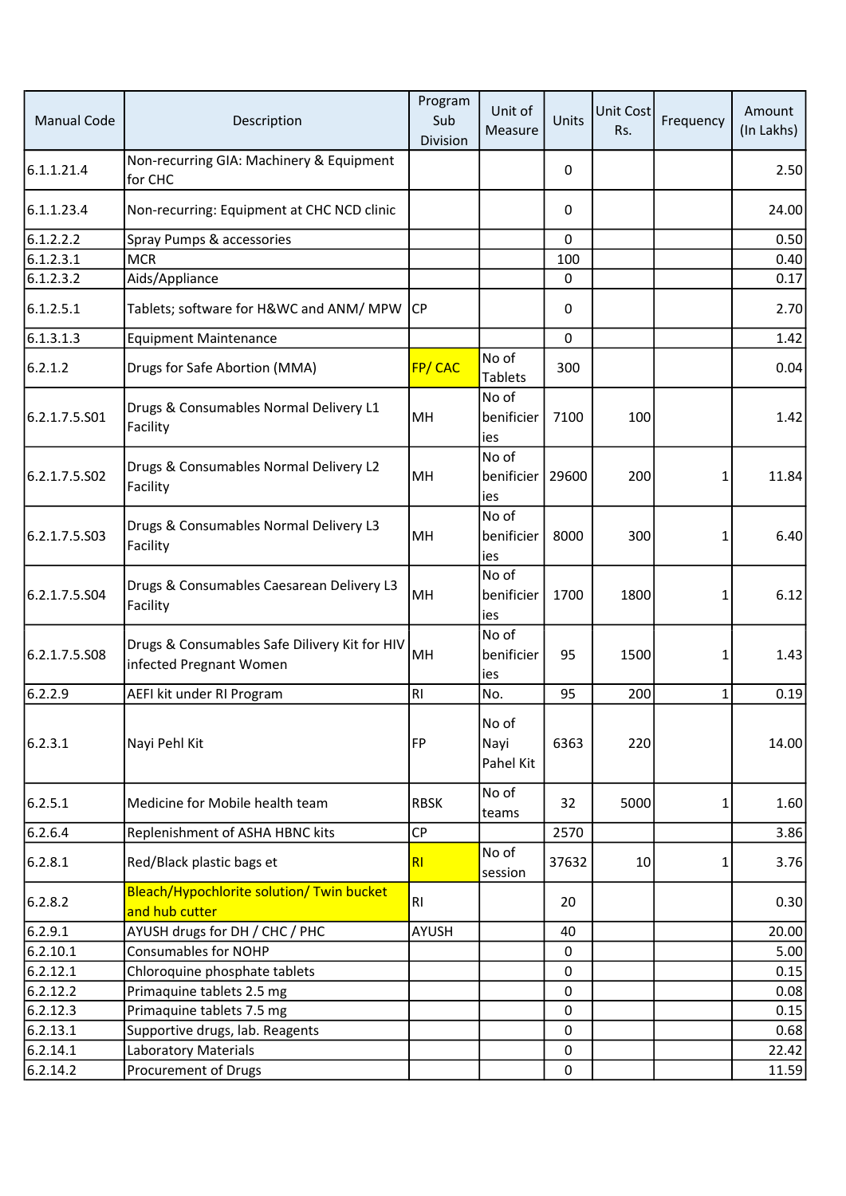| Manual Code | Description | Program Sub Division | Unit of Measure | Units | Unit Cost Rs. | Frequency | Amount (In Lakhs) |
|---|---|---|---|---|---|---|---|
| 6.1.1.21.4 | Non-recurring GIA: Machinery & Equipment for CHC | | | 0 | | | 2.50 |
| 6.1.1.23.4 | Non-recurring: Equipment at CHC NCD clinic | | | 0 | | | 24.00 |
| 6.1.2.2.2 | Spray Pumps & accessories | | | 0 | | | 0.50 |
| 6.1.2.3.1 | MCR | | | 100 | | | 0.40 |
| 6.1.2.3.2 | Aids/Appliance | | | 0 | | | 0.17 |
| 6.1.2.5.1 | Tablets; software for H&WC and ANM/ MPW | CP | | 0 | | | 2.70 |
| 6.1.3.1.3 | Equipment Maintenance | | | 0 | | | 1.42 |
| 6.2.1.2 | Drugs for Safe Abortion (MMA) | FP/ CAC | No of Tablets | 300 | | | 0.04 |
| 6.2.1.7.5.S01 | Drugs & Consumables Normal Delivery L1 Facility | MH | No of benificieries | 7100 | 100 | | 1.42 |
| 6.2.1.7.5.S02 | Drugs & Consumables Normal Delivery L2 Facility | MH | No of benificieries | 29600 | 200 | 1 | 11.84 |
| 6.2.1.7.5.S03 | Drugs & Consumables Normal Delivery L3 Facility | MH | No of benificieries | 8000 | 300 | 1 | 6.40 |
| 6.2.1.7.5.S04 | Drugs & Consumables Caesarean Delivery L3 Facility | MH | No of benificieries | 1700 | 1800 | 1 | 6.12 |
| 6.2.1.7.5.S08 | Drugs & Consumables Safe Dilivery Kit for HIV infected Pregnant Women | MH | No of benificieries | 95 | 1500 | 1 | 1.43 |
| 6.2.2.9 | AEFI kit under RI Program | RI | No. | 95 | 200 | 1 | 0.19 |
| 6.2.3.1 | Nayi Pehl Kit | FP | No of Nayi Pahel Kit | 6363 | 220 | | 14.00 |
| 6.2.5.1 | Medicine for Mobile health team | RBSK | No of teams | 32 | 5000 | 1 | 1.60 |
| 6.2.6.4 | Replenishment of ASHA HBNC kits | CP | | 2570 | | | 3.86 |
| 6.2.8.1 | Red/Black plastic bags et | RI | No of session | 37632 | 10 | 1 | 3.76 |
| 6.2.8.2 | Bleach/Hypochlorite solution/ Twin bucket and hub cutter | RI | | 20 | | | 0.30 |
| 6.2.9.1 | AYUSH drugs for DH / CHC / PHC | AYUSH | | 40 | | | 20.00 |
| 6.2.10.1 | Consumables for NOHP | | | 0 | | | 5.00 |
| 6.2.12.1 | Chloroquine phosphate tablets | | | 0 | | | 0.15 |
| 6.2.12.2 | Primaquine tablets 2.5 mg | | | 0 | | | 0.08 |
| 6.2.12.3 | Primaquine tablets 7.5 mg | | | 0 | | | 0.15 |
| 6.2.13.1 | Supportive drugs, lab. Reagents | | | 0 | | | 0.68 |
| 6.2.14.1 | Laboratory Materials | | | 0 | | | 22.42 |
| 6.2.14.2 | Procurement of Drugs | | | 0 | | | 11.59 |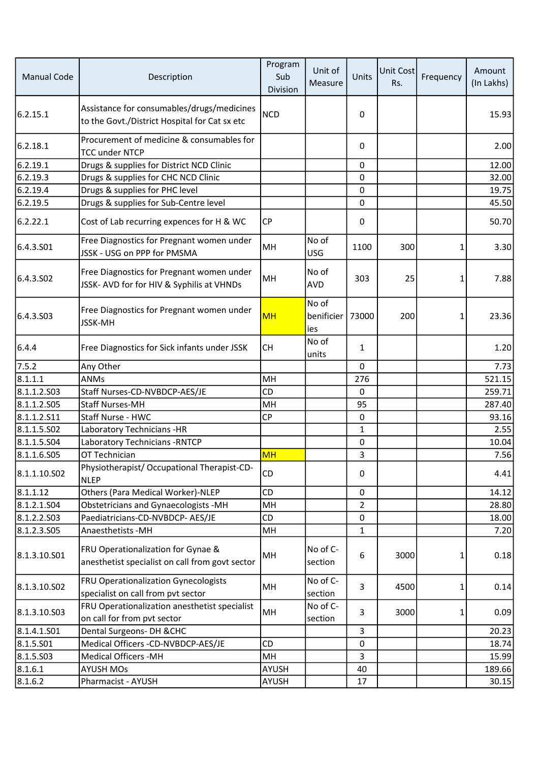| Manual Code | Description | Program Sub Division | Unit of Measure | Units | Unit Cost Rs. | Frequency | Amount (In Lakhs) |
|---|---|---|---|---|---|---|---|
| 6.2.15.1 | Assistance for consumables/drugs/medicines to the Govt./District Hospital for Cat sx etc | NCD | | 0 | | | 15.93 |
| 6.2.18.1 | Procurement of medicine & consumables for TCC under NTCP | | | 0 | | | 2.00 |
| 6.2.19.1 | Drugs & supplies for District NCD Clinic | | | 0 | | | 12.00 |
| 6.2.19.3 | Drugs & supplies for CHC NCD Clinic | | | 0 | | | 32.00 |
| 6.2.19.4 | Drugs & supplies for PHC level | | | 0 | | | 19.75 |
| 6.2.19.5 | Drugs & supplies for Sub-Centre level | | | 0 | | | 45.50 |
| 6.2.22.1 | Cost of Lab recurring expences for H & WC | CP | | 0 | | | 50.70 |
| 6.4.3.S01 | Free Diagnostics for Pregnant women under JSSK - USG on PPP for PMSMA | MH | No of USG | 1100 | 300 | 1 | 3.30 |
| 6.4.3.S02 | Free Diagnostics for Pregnant women under JSSK- AVD for for HIV & Syphilis at VHNDs | MH | No of AVD | 303 | 25 | 1 | 7.88 |
| 6.4.3.S03 | Free Diagnostics for Pregnant women under JSSK-MH | MH | No of benificier ies | 73000 | 200 | 1 | 23.36 |
| 6.4.4 | Free Diagnostics for Sick infants under JSSK | CH | No of units | 1 | | | 1.20 |
| 7.5.2 | Any Other | | | 0 | | | 7.73 |
| 8.1.1.1 | ANMs | MH | | 276 | | | 521.15 |
| 8.1.1.2.S03 | Staff Nurses-CD-NVBDCP-AES/JE | CD | | 0 | | | 259.71 |
| 8.1.1.2.S05 | Staff Nurses-MH | MH | | 95 | | | 287.40 |
| 8.1.1.2.S11 | Staff Nurse - HWC | CP | | 0 | | | 93.16 |
| 8.1.1.5.S02 | Laboratory Technicians -HR | | | 1 | | | 2.55 |
| 8.1.1.5.S04 | Laboratory Technicians -RNTCP | | | 0 | | | 10.04 |
| 8.1.1.6.S05 | OT Technician | MH | | 3 | | | 7.56 |
| 8.1.1.10.S02 | Physiotherapist/ Occupational Therapist-CD-NLEP | CD | | 0 | | | 4.41 |
| 8.1.1.12 | Others (Para Medical Worker)-NLEP | CD | | 0 | | | 14.12 |
| 8.1.2.1.S04 | Obstetricians and Gynaecologists -MH | MH | | 2 | | | 28.80 |
| 8.1.2.2.S03 | Paediatricians-CD-NVBDCP- AES/JE | CD | | 0 | | | 18.00 |
| 8.1.2.3.S05 | Anaesthetists -MH | MH | | 1 | | | 7.20 |
| 8.1.3.10.S01 | FRU Operationalization for Gynae & anesthetist specialist on call from govt sector | MH | No of C-section | 6 | 3000 | 1 | 0.18 |
| 8.1.3.10.S02 | FRU Operationalization Gynecologists specialist on call from pvt sector | MH | No of C-section | 3 | 4500 | 1 | 0.14 |
| 8.1.3.10.S03 | FRU Operationalization anesthetist specialist on call for from pvt sector | MH | No of C-section | 3 | 3000 | 1 | 0.09 |
| 8.1.4.1.S01 | Dental Surgeons- DH &CHC | | | 3 | | | 20.23 |
| 8.1.5.S01 | Medical Officers -CD-NVBDCP-AES/JE | CD | | 0 | | | 18.74 |
| 8.1.5.S03 | Medical Officers -MH | MH | | 3 | | | 15.99 |
| 8.1.6.1 | AYUSH MOs | AYUSH | | 40 | | | 189.66 |
| 8.1.6.2 | Pharmacist - AYUSH | AYUSH | | 17 | | | 30.15 |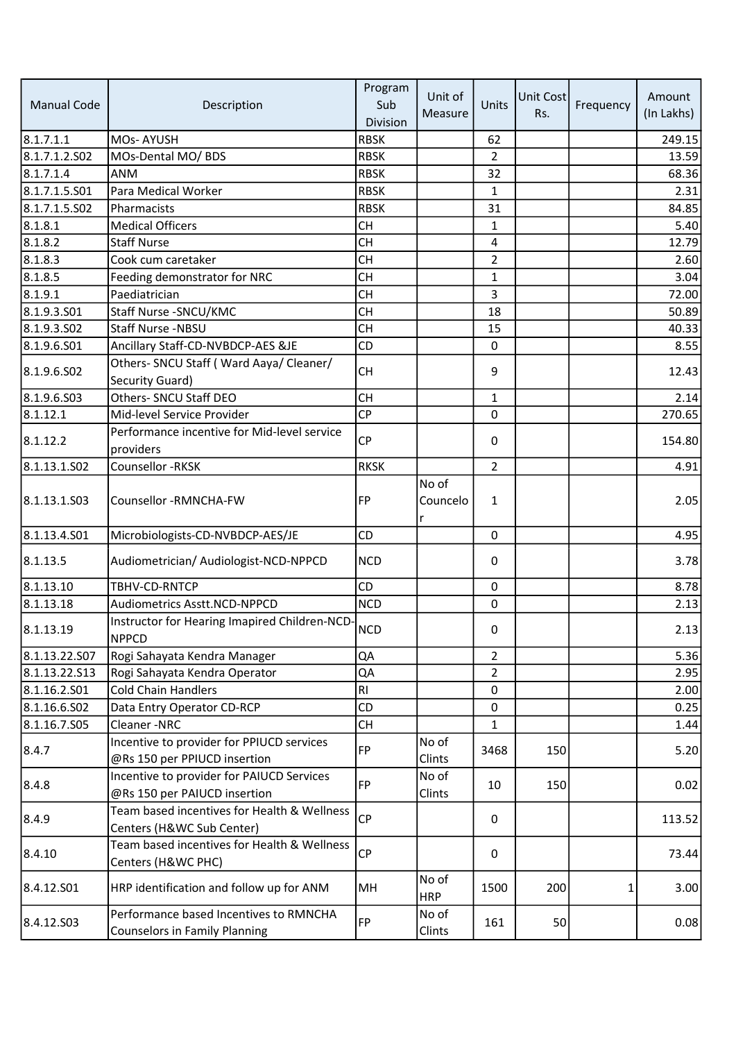| Manual Code | Description | Program Sub Division | Unit of Measure | Units | Unit Cost Rs. | Frequency | Amount (In Lakhs) |
|---|---|---|---|---|---|---|---|
| 8.1.7.1.1 | MOs- AYUSH | RBSK | | 62 | | | 249.15 |
| 8.1.7.1.2.S02 | MOs-Dental MO/ BDS | RBSK | | 2 | | | 13.59 |
| 8.1.7.1.4 | ANM | RBSK | | 32 | | | 68.36 |
| 8.1.7.1.5.S01 | Para Medical Worker | RBSK | | 1 | | | 2.31 |
| 8.1.7.1.5.S02 | Pharmacists | RBSK | | 31 | | | 84.85 |
| 8.1.8.1 | Medical Officers | CH | | 1 | | | 5.40 |
| 8.1.8.2 | Staff Nurse | CH | | 4 | | | 12.79 |
| 8.1.8.3 | Cook cum caretaker | CH | | 2 | | | 2.60 |
| 8.1.8.5 | Feeding demonstrator for NRC | CH | | 1 | | | 3.04 |
| 8.1.9.1 | Paediatrician | CH | | 3 | | | 72.00 |
| 8.1.9.3.S01 | Staff Nurse -SNCU/KMC | CH | | 18 | | | 50.89 |
| 8.1.9.3.S02 | Staff Nurse -NBSU | CH | | 15 | | | 40.33 |
| 8.1.9.6.S01 | Ancillary Staff-CD-NVBDCP-AES &JE | CD | | 0 | | | 8.55 |
| 8.1.9.6.S02 | Others- SNCU Staff ( Ward Aaya/ Cleaner/ Security Guard) | CH | | 9 | | | 12.43 |
| 8.1.9.6.S03 | Others- SNCU Staff DEO | CH | | 1 | | | 2.14 |
| 8.1.12.1 | Mid-level Service Provider | CP | | 0 | | | 270.65 |
| 8.1.12.2 | Performance incentive for Mid-level service providers | CP | | 0 | | | 154.80 |
| 8.1.13.1.S02 | Counsellor -RKSK | RKSK | | 2 | | | 4.91 |
| 8.1.13.1.S03 | Counsellor -RMNCHA-FW | FP | No of Councelor | 1 | | | 2.05 |
| 8.1.13.4.S01 | Microbiologists-CD-NVBDCP-AES/JE | CD | | 0 | | | 4.95 |
| 8.1.13.5 | Audiometrician/ Audiologist-NCD-NPPCD | NCD | | 0 | | | 3.78 |
| 8.1.13.10 | TBHV-CD-RNTCP | CD | | 0 | | | 8.78 |
| 8.1.13.18 | Audiometrics Asstt.NCD-NPPCD | NCD | | 0 | | | 2.13 |
| 8.1.13.19 | Instructor for Hearing Imapired Children-NCD-NPPCD | NCD | | 0 | | | 2.13 |
| 8.1.13.22.S07 | Rogi Sahayata Kendra Manager | QA | | 2 | | | 5.36 |
| 8.1.13.22.S13 | Rogi Sahayata Kendra Operator | QA | | 2 | | | 2.95 |
| 8.1.16.2.S01 | Cold Chain Handlers | RI | | 0 | | | 2.00 |
| 8.1.16.6.S02 | Data Entry Operator CD-RCP | CD | | 0 | | | 0.25 |
| 8.1.16.7.S05 | Cleaner -NRC | CH | | 1 | | | 1.44 |
| 8.4.7 | Incentive to provider for PPIUCD services @Rs 150 per PPIUCD insertion | FP | No of Clints | 3468 | 150 | | 5.20 |
| 8.4.8 | Incentive to provider for PAIUCD Services @Rs 150 per PAIUCD insertion | FP | No of Clints | 10 | 150 | | 0.02 |
| 8.4.9 | Team based incentives for Health & Wellness Centers (H&WC Sub Center) | CP | | 0 | | | 113.52 |
| 8.4.10 | Team based incentives for Health & Wellness Centers (H&WC PHC) | CP | | 0 | | | 73.44 |
| 8.4.12.S01 | HRP identification and follow up for ANM | MH | No of HRP | 1500 | 200 | 1 | 3.00 |
| 8.4.12.S03 | Performance based Incentives to RMNCHA Counselors in Family Planning | FP | No of Clints | 161 | 50 | | 0.08 |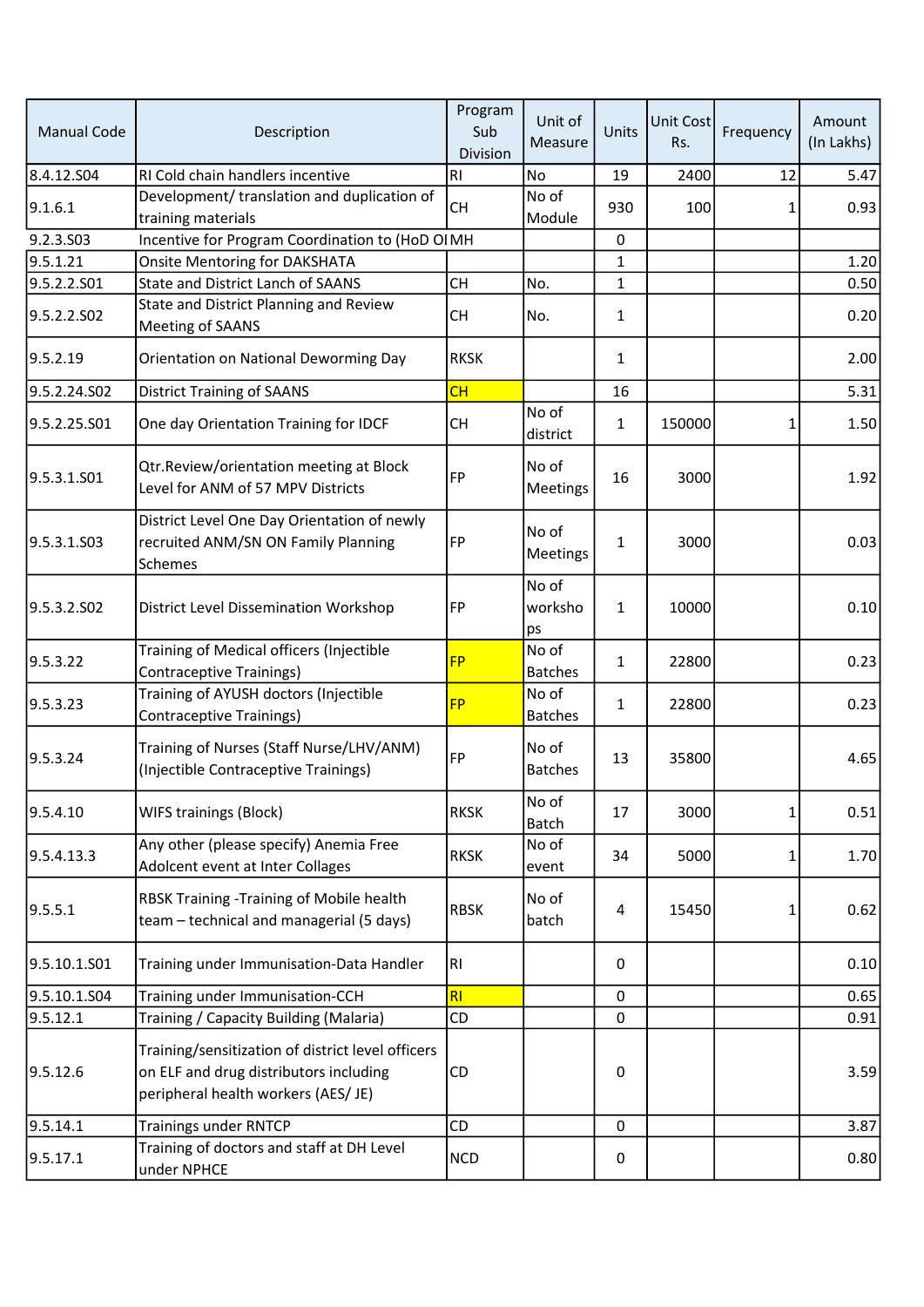| Manual Code | Description | Program Sub Division | Unit of Measure | Units | Unit Cost Rs. | Frequency | Amount (In Lakhs) |
|---|---|---|---|---|---|---|---|
| 8.4.12.S04 | RI Cold chain handlers incentive | RI | No | 19 | 2400 | 12 | 5.47 |
| 9.1.6.1 | Development/ translation and duplication of training materials | CH | No of Module | 930 | 100 | 1 | 0.93 |
| 9.2.3.S03 | Incentive for Program Coordination to (HoD OI | MH | | 0 | | | |
| 9.5.1.21 | Onsite Mentoring for DAKSHATA | | | 1 | | | 1.20 |
| 9.5.2.2.S01 | State and District Lanch of SAANS | CH | No. | 1 | | | 0.50 |
| 9.5.2.2.S02 | State and District Planning and Review Meeting of SAANS | CH | No. | 1 | | | 0.20 |
| 9.5.2.19 | Orientation on National Deworming Day | RKSK | | 1 | | | 2.00 |
| 9.5.2.24.S02 | District Training of SAANS | CH | | 16 | | | 5.31 |
| 9.5.2.25.S01 | One day Orientation Training for IDCF | CH | No of district | 1 | 150000 | 1 | 1.50 |
| 9.5.3.1.S01 | Qtr.Review/orientation meeting at Block Level for ANM of 57 MPV Districts | FP | No of Meetings | 16 | 3000 | | 1.92 |
| 9.5.3.1.S03 | District Level One Day Orientation of newly recruited ANM/SN ON Family Planning Schemes | FP | No of Meetings | 1 | 3000 | | 0.03 |
| 9.5.3.2.S02 | District Level Dissemination Workshop | FP | No of workshops | 1 | 10000 | | 0.10 |
| 9.5.3.22 | Training of Medical officers (Injectible Contraceptive Trainings) | FP | No of Batches | 1 | 22800 | | 0.23 |
| 9.5.3.23 | Training of AYUSH doctors (Injectible Contraceptive Trainings) | FP | No of Batches | 1 | 22800 | | 0.23 |
| 9.5.3.24 | Training of Nurses (Staff Nurse/LHV/ANM) (Injectible Contraceptive Trainings) | FP | No of Batches | 13 | 35800 | | 4.65 |
| 9.5.4.10 | WIFS trainings (Block) | RKSK | No of Batch | 17 | 3000 | 1 | 0.51 |
| 9.5.4.13.3 | Any other (please specify) Anemia Free Adolcent event at Inter Collages | RKSK | No of event | 34 | 5000 | 1 | 1.70 |
| 9.5.5.1 | RBSK Training -Training of Mobile health team – technical and managerial (5 days) | RBSK | No of batch | 4 | 15450 | 1 | 0.62 |
| 9.5.10.1.S01 | Training under Immunisation-Data Handler | RI | | 0 | | | 0.10 |
| 9.5.10.1.S04 | Training under Immunisation-CCH | RI | | 0 | | | 0.65 |
| 9.5.12.1 | Training / Capacity Building (Malaria) | CD | | 0 | | | 0.91 |
| 9.5.12.6 | Training/sensitization of district level officers on ELF and drug distributors including peripheral health workers (AES/ JE) | CD | | 0 | | | 3.59 |
| 9.5.14.1 | Trainings under RNTCP | CD | | 0 | | | 3.87 |
| 9.5.17.1 | Training of doctors and staff at DH Level under NPHCE | NCD | | 0 | | | 0.80 |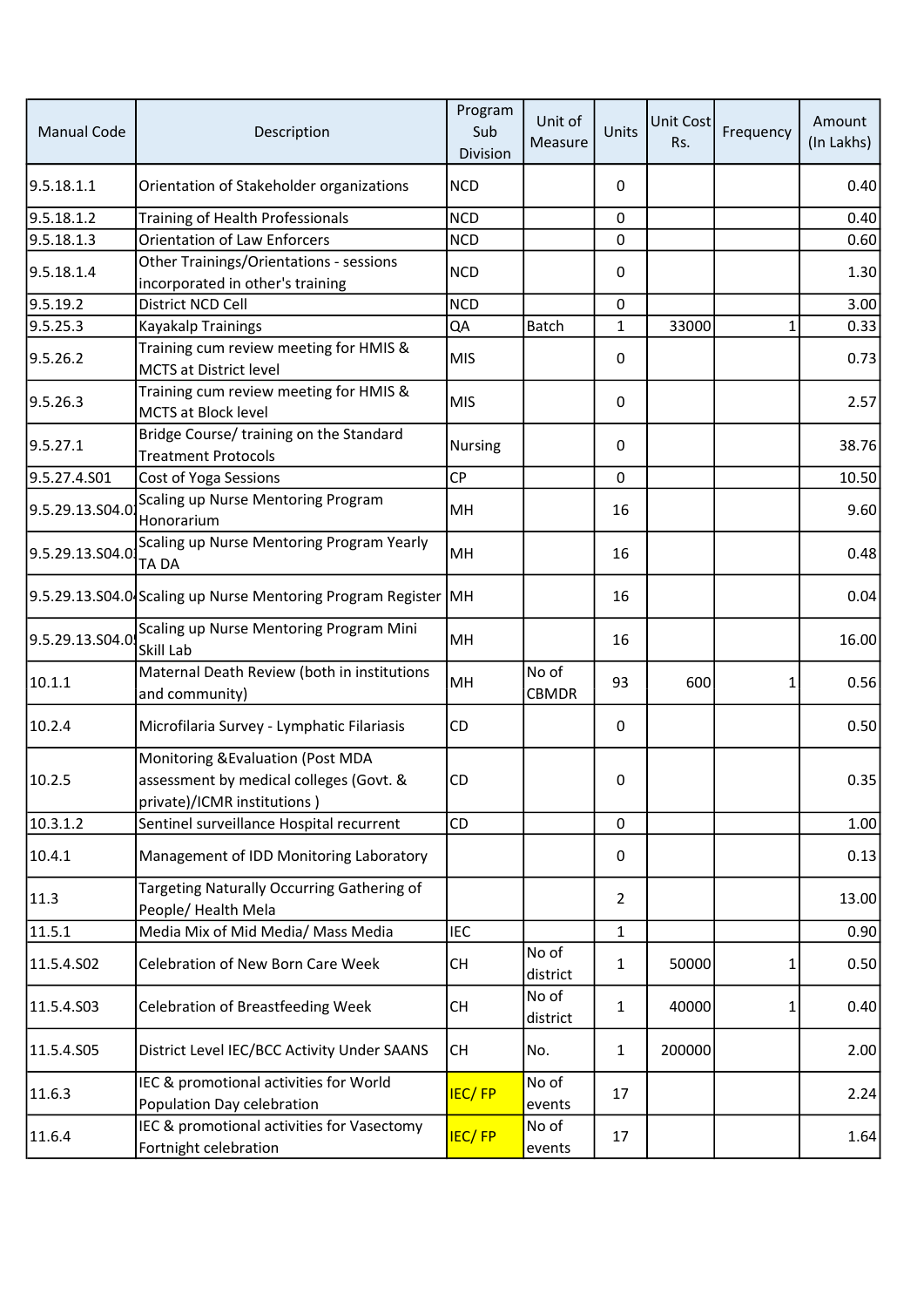| Manual Code | Description | Program Sub Division | Unit of Measure | Units | Unit Cost Rs. | Frequency | Amount (In Lakhs) |
|---|---|---|---|---|---|---|---|
| 9.5.18.1.1 | Orientation of Stakeholder organizations | NCD | | 0 | | | 0.40 |
| 9.5.18.1.2 | Training of Health Professionals | NCD | | 0 | | | 0.40 |
| 9.5.18.1.3 | Orientation of Law Enforcers | NCD | | 0 | | | 0.60 |
| 9.5.18.1.4 | Other Trainings/Orientations - sessions incorporated in other's training | NCD | | 0 | | | 1.30 |
| 9.5.19.2 | District NCD Cell | NCD | | 0 | | | 3.00 |
| 9.5.25.3 | Kayakalp Trainings | QA | Batch | 1 | 33000 | 1 | 0.33 |
| 9.5.26.2 | Training cum review meeting for HMIS & MCTS at District level | MIS | | 0 | | | 0.73 |
| 9.5.26.3 | Training cum review meeting for HMIS & MCTS at Block level | MIS | | 0 | | | 2.57 |
| 9.5.27.1 | Bridge Course/ training on the Standard Treatment Protocols | Nursing | | 0 | | | 38.76 |
| 9.5.27.4.S01 | Cost of Yoga Sessions | CP | | 0 | | | 10.50 |
| 9.5.29.13.S04.0 | Scaling up Nurse Mentoring Program Honorarium | MH | | 16 | | | 9.60 |
| 9.5.29.13.S04.0 | Scaling up Nurse Mentoring Program Yearly TA DA | MH | | 16 | | | 0.48 |
| 9.5.29.13.S04.0 | Scaling up Nurse Mentoring Program Register | MH | | 16 | | | 0.04 |
| 9.5.29.13.S04.0 | Scaling up Nurse Mentoring Program Mini Skill Lab | MH | | 16 | | | 16.00 |
| 10.1.1 | Maternal Death Review (both in institutions and community) | MH | No of CBMDR | 93 | 600 | 1 | 0.56 |
| 10.2.4 | Microfilaria Survey - Lymphatic Filariasis | CD | | 0 | | | 0.50 |
| 10.2.5 | Monitoring &Evaluation (Post MDA assessment by medical colleges (Govt. & private)/ICMR institutions ) | CD | | 0 | | | 0.35 |
| 10.3.1.2 | Sentinel surveillance Hospital recurrent | CD | | 0 | | | 1.00 |
| 10.4.1 | Management of IDD Monitoring Laboratory | | | 0 | | | 0.13 |
| 11.3 | Targeting Naturally Occurring Gathering of People/ Health Mela | | | 2 | | | 13.00 |
| 11.5.1 | Media Mix of Mid Media/ Mass Media | IEC | | 1 | | | 0.90 |
| 11.5.4.S02 | Celebration of New Born Care Week | CH | No of district | 1 | 50000 | 1 | 0.50 |
| 11.5.4.S03 | Celebration of Breastfeeding Week | CH | No of district | 1 | 40000 | 1 | 0.40 |
| 11.5.4.S05 | District Level IEC/BCC Activity Under SAANS | CH | No. | 1 | 200000 | | 2.00 |
| 11.6.3 | IEC & promotional activities for World Population Day celebration | IEC/ FP | No of events | 17 | | | 2.24 |
| 11.6.4 | IEC & promotional activities for Vasectomy Fortnight celebration | IEC/ FP | No of events | 17 | | | 1.64 |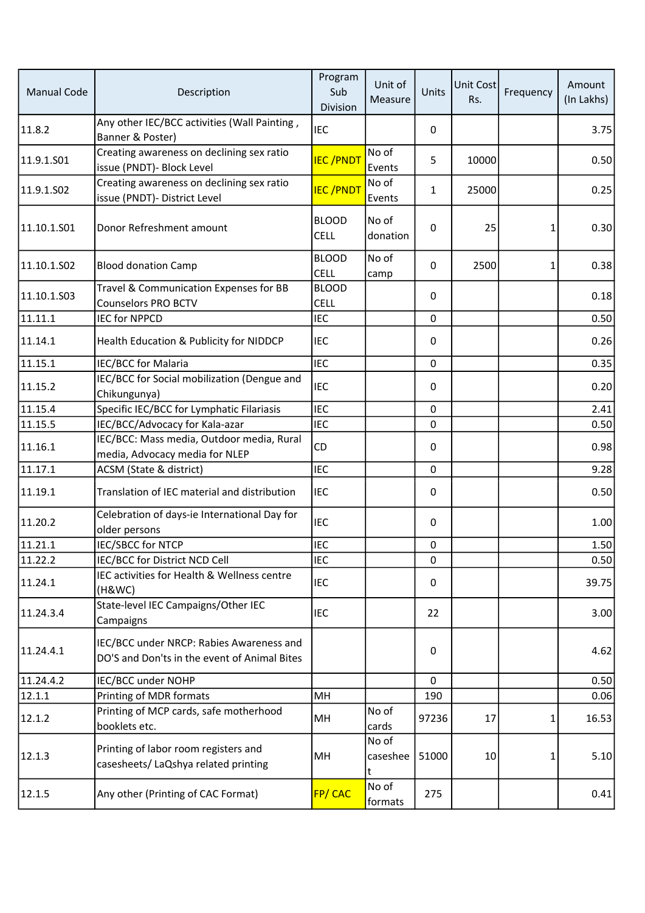| Manual Code | Description | Program Sub Division | Unit of Measure | Units | Unit Cost Rs. | Frequency | Amount (In Lakhs) |
|---|---|---|---|---|---|---|---|
| 11.8.2 | Any other IEC/BCC activities (Wall Painting , Banner & Poster) | IEC | | 0 | | | 3.75 |
| 11.9.1.S01 | Creating awareness on declining sex ratio issue (PNDT)- Block Level | IEC /PNDT | No of Events | 5 | 10000 | | 0.50 |
| 11.9.1.S02 | Creating awareness on declining sex ratio issue (PNDT)- District Level | IEC /PNDT | No of Events | 1 | 25000 | | 0.25 |
| 11.10.1.S01 | Donor Refreshment amount | BLOOD CELL | No of donation | 0 | 25 | 1 | 0.30 |
| 11.10.1.S02 | Blood donation Camp | BLOOD CELL | No of camp | 0 | 2500 | 1 | 0.38 |
| 11.10.1.S03 | Travel & Communication Expenses for BB Counselors PRO BCTV | BLOOD CELL | | 0 | | | 0.18 |
| 11.11.1 | IEC for NPPCD | IEC | | 0 | | | 0.50 |
| 11.14.1 | Health Education & Publicity for NIDDCP | IEC | | 0 | | | 0.26 |
| 11.15.1 | IEC/BCC for Malaria | IEC | | 0 | | | 0.35 |
| 11.15.2 | IEC/BCC for Social mobilization (Dengue and Chikungunya) | IEC | | 0 | | | 0.20 |
| 11.15.4 | Specific IEC/BCC for Lymphatic Filariasis | IEC | | 0 | | | 2.41 |
| 11.15.5 | IEC/BCC/Advocacy for Kala-azar | IEC | | 0 | | | 0.50 |
| 11.16.1 | IEC/BCC: Mass media, Outdoor media, Rural media, Advocacy media for NLEP | CD | | 0 | | | 0.98 |
| 11.17.1 | ACSM (State & district) | IEC | | 0 | | | 9.28 |
| 11.19.1 | Translation of IEC material and distribution | IEC | | 0 | | | 0.50 |
| 11.20.2 | Celebration of days-ie International Day for older persons | IEC | | 0 | | | 1.00 |
| 11.21.1 | IEC/SBCC for NTCP | IEC | | 0 | | | 1.50 |
| 11.22.2 | IEC/BCC for District NCD Cell | IEC | | 0 | | | 0.50 |
| 11.24.1 | IEC activities for Health & Wellness centre (H&WC) | IEC | | 0 | | | 39.75 |
| 11.24.3.4 | State-level IEC Campaigns/Other IEC Campaigns | IEC | | 22 | | | 3.00 |
| 11.24.4.1 | IEC/BCC under NRCP: Rabies Awareness and DO'S and Don'ts in the event of Animal Bites | | | 0 | | | 4.62 |
| 11.24.4.2 | IEC/BCC under NOHP | | | 0 | | | 0.50 |
| 12.1.1 | Printing of MDR formats | MH | | 190 | | | 0.06 |
| 12.1.2 | Printing of MCP cards, safe motherhood booklets etc. | MH | No of cards | 97236 | 17 | 1 | 16.53 |
| 12.1.3 | Printing of labor room registers and casesheets/ LaQshya related printing | MH | No of caseshee t | 51000 | 10 | 1 | 5.10 |
| 12.1.5 | Any other (Printing of CAC Format) | FP/ CAC | No of formats | 275 | | | 0.41 |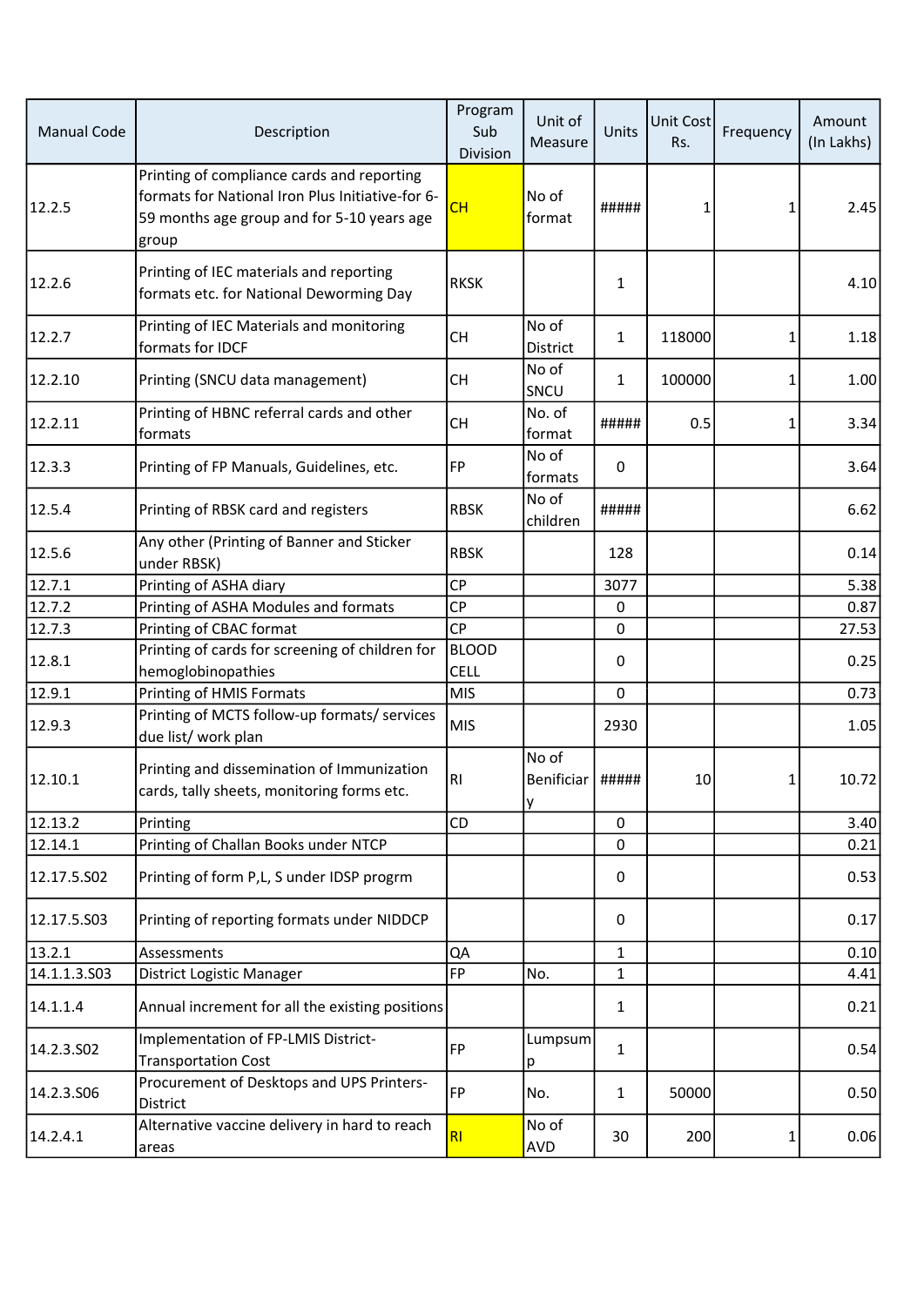| Manual Code | Description | Program Sub Division | Unit of Measure | Units | Unit Cost Rs. | Frequency | Amount (In Lakhs) |
|---|---|---|---|---|---|---|---|
| 12.2.5 | Printing of compliance cards and reporting formats for National Iron Plus Initiative-for 6-59 months age group and for 5-10 years age group | CH | No of format | ##### | 1 | 1 | 2.45 |
| 12.2.6 | Printing of IEC materials and reporting formats etc. for National Deworming Day | RKSK | | 1 | | | 4.10 |
| 12.2.7 | Printing of IEC Materials and monitoring formats for IDCF | CH | No of District | 1 | 118000 | 1 | 1.18 |
| 12.2.10 | Printing (SNCU data management) | CH | No of SNCU | 1 | 100000 | 1 | 1.00 |
| 12.2.11 | Printing of HBNC referral cards and other formats | CH | No. of format | ##### | 0.5 | 1 | 3.34 |
| 12.3.3 | Printing of FP Manuals, Guidelines, etc. | FP | No of formats | 0 | | | 3.64 |
| 12.5.4 | Printing of RBSK card and registers | RBSK | No of children | ##### | | | 6.62 |
| 12.5.6 | Any other (Printing of Banner and Sticker under RBSK) | RBSK | | 128 | | | 0.14 |
| 12.7.1 | Printing of ASHA diary | CP | | 3077 | | | 5.38 |
| 12.7.2 | Printing of ASHA Modules and formats | CP | | 0 | | | 0.87 |
| 12.7.3 | Printing of CBAC format | CP | | 0 | | | 27.53 |
| 12.8.1 | Printing of cards for screening of children for hemoglobinopathies | BLOOD CELL | | 0 | | | 0.25 |
| 12.9.1 | Printing of HMIS Formats | MIS | | 0 | | | 0.73 |
| 12.9.3 | Printing of MCTS follow-up formats/ services due list/ work plan | MIS | | 2930 | | | 1.05 |
| 12.10.1 | Printing and dissemination of Immunization cards, tally sheets, monitoring forms etc. | RI | No of Benificiary | ##### | 10 | 1 | 10.72 |
| 12.13.2 | Printing | CD | | 0 | | | 3.40 |
| 12.14.1 | Printing of Challan Books under NTCP | | | 0 | | | 0.21 |
| 12.17.5.S02 | Printing of form P,L, S under IDSP progrm | | | 0 | | | 0.53 |
| 12.17.5.S03 | Printing of reporting formats under NIDDCP | | | 0 | | | 0.17 |
| 13.2.1 | Assessments | QA | | 1 | | | 0.10 |
| 14.1.1.3.S03 | District Logistic Manager | FP | No. | 1 | | | 4.41 |
| 14.1.1.4 | Annual increment for all the existing positions | | | 1 | | | 0.21 |
| 14.2.3.S02 | Implementation of FP-LMIS District-Transportation Cost | FP | Lumpsump | 1 | | | 0.54 |
| 14.2.3.S06 | Procurement of Desktops and UPS Printers-District | FP | No. | 1 | 50000 | | 0.50 |
| 14.2.4.1 | Alternative vaccine delivery in hard to reach areas | RI | No of AVD | 30 | 200 | 1 | 0.06 |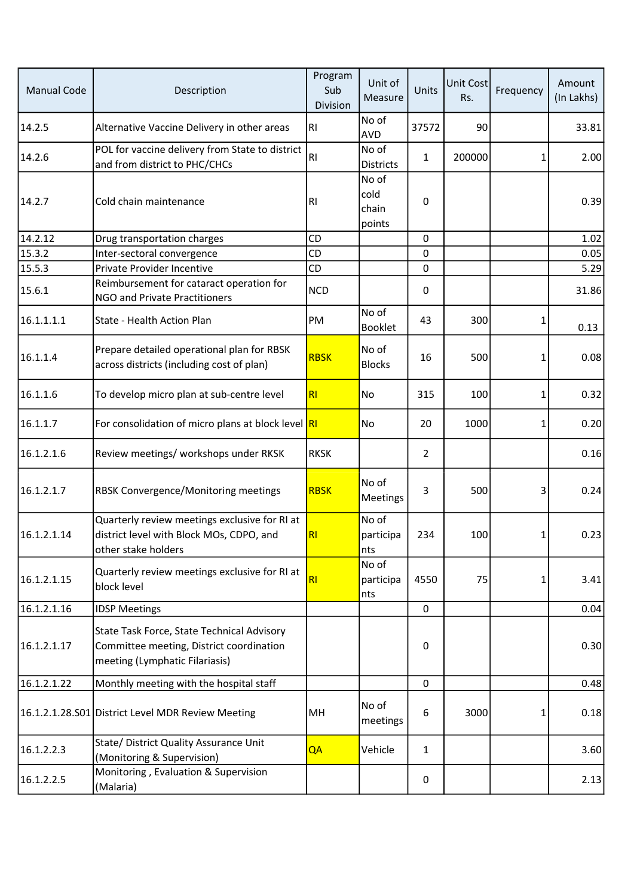| Manual Code | Description | Program Sub Division | Unit of Measure | Units | Unit Cost Rs. | Frequency | Amount (In Lakhs) |
|---|---|---|---|---|---|---|---|
| 14.2.5 | Alternative Vaccine Delivery in other areas | RI | No of AVD | 37572 | 90 | | 33.81 |
| 14.2.6 | POL for vaccine delivery from State to district and from district to PHC/CHCs | RI | No of Districts | 1 | 200000 | 1 | 2.00 |
| 14.2.7 | Cold chain maintenance | RI | No of cold chain points | 0 | | | 0.39 |
| 14.2.12 | Drug transportation charges | CD | | 0 | | | 1.02 |
| 15.3.2 | Inter-sectoral convergence | CD | | 0 | | | 0.05 |
| 15.5.3 | Private Provider Incentive | CD | | 0 | | | 5.29 |
| 15.6.1 | Reimbursement for cataract operation for NGO and Private Practitioners | NCD | | 0 | | | 31.86 |
| 16.1.1.1.1 | State - Health Action Plan | PM | No of Booklet | 43 | 300 | 1 | 0.13 |
| 16.1.1.4 | Prepare detailed operational plan for RBSK across districts (including cost of plan) | RBSK | No of Blocks | 16 | 500 | 1 | 0.08 |
| 16.1.1.6 | To develop micro plan at sub-centre level | RI | No | 315 | 100 | 1 | 0.32 |
| 16.1.1.7 | For consolidation of micro plans at block level | RI | No | 20 | 1000 | 1 | 0.20 |
| 16.1.2.1.6 | Review meetings/ workshops under RKSK | RKSK | | 2 | | | 0.16 |
| 16.1.2.1.7 | RBSK Convergence/Monitoring meetings | RBSK | No of Meetings | 3 | 500 | 3 | 0.24 |
| 16.1.2.1.14 | Quarterly review meetings exclusive for RI at district level with Block MOs, CDPO, and other stake holders | RI | No of participants | 234 | 100 | 1 | 0.23 |
| 16.1.2.1.15 | Quarterly review meetings exclusive for RI at block level | RI | No of participants | 4550 | 75 | 1 | 3.41 |
| 16.1.2.1.16 | IDSP Meetings | | | 0 | | | 0.04 |
| 16.1.2.1.17 | State Task Force, State Technical Advisory Committee meeting, District coordination meeting (Lymphatic Filariasis) | | | 0 | | | 0.30 |
| 16.1.2.1.22 | Monthly meeting with the hospital staff | | | 0 | | | 0.48 |
| 16.1.2.1.28.S01 | District Level MDR Review Meeting | MH | No of meetings | 6 | 3000 | 1 | 0.18 |
| 16.1.2.2.3 | State/ District Quality Assurance Unit (Monitoring & Supervision) | QA | Vehicle | 1 | | | 3.60 |
| 16.1.2.2.5 | Monitoring , Evaluation & Supervision (Malaria) | | | 0 | | | 2.13 |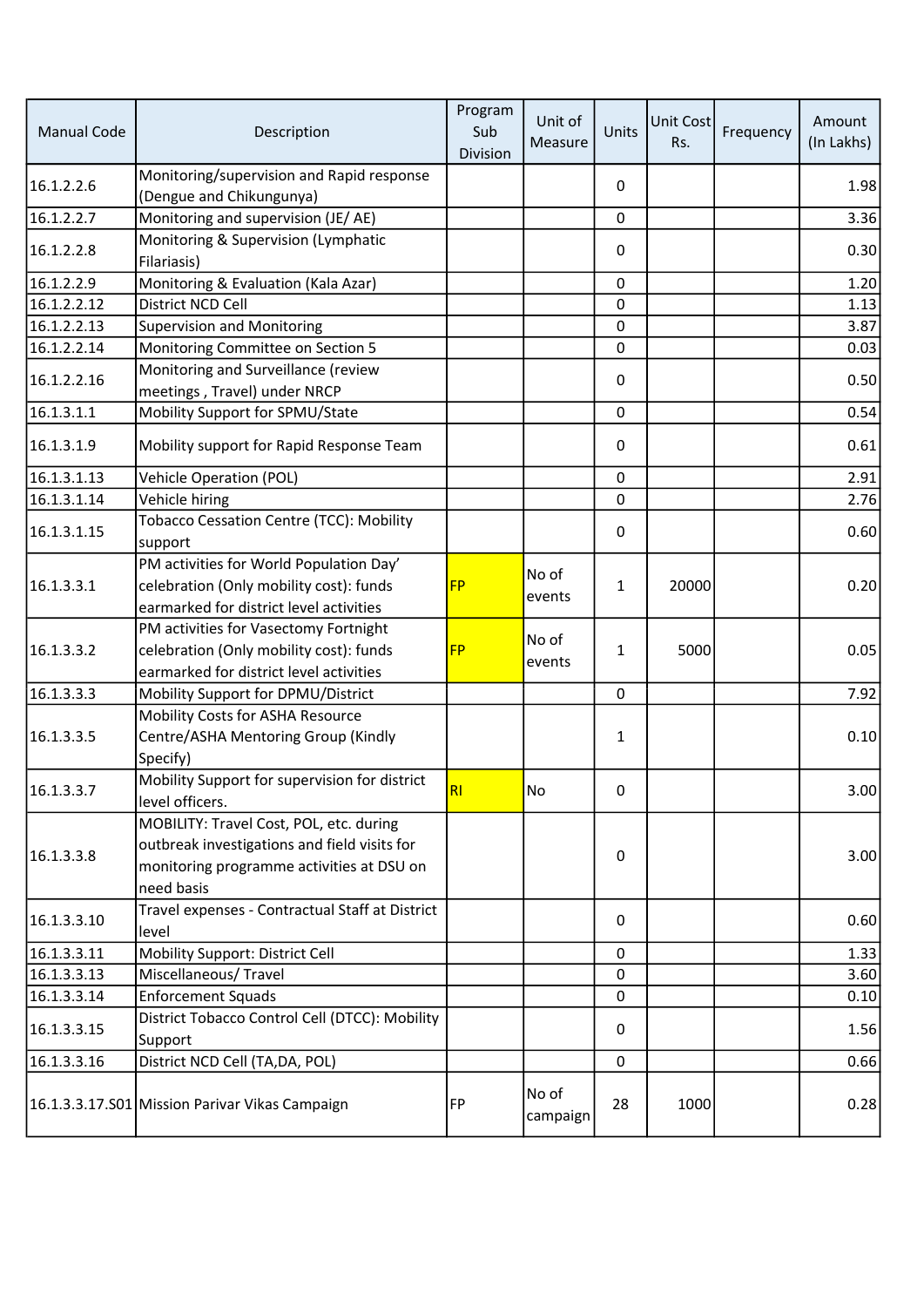| Manual Code | Description | Program Sub Division | Unit of Measure | Units | Unit Cost Rs. | Frequency | Amount (In Lakhs) |
|---|---|---|---|---|---|---|---|
| 16.1.2.2.6 | Monitoring/supervision and Rapid response (Dengue and Chikungunya) | | | 0 | | | 1.98 |
| 16.1.2.2.7 | Monitoring and supervision (JE/ AE) | | | 0 | | | 3.36 |
| 16.1.2.2.8 | Monitoring & Supervision (Lymphatic Filariasis) | | | 0 | | | 0.30 |
| 16.1.2.2.9 | Monitoring & Evaluation (Kala Azar) | | | 0 | | | 1.20 |
| 16.1.2.2.12 | District NCD Cell | | | 0 | | | 1.13 |
| 16.1.2.2.13 | Supervision and Monitoring | | | 0 | | | 3.87 |
| 16.1.2.2.14 | Monitoring Committee on Section 5 | | | 0 | | | 0.03 |
| 16.1.2.2.16 | Monitoring and Surveillance (review meetings , Travel) under NRCP | | | 0 | | | 0.50 |
| 16.1.3.1.1 | Mobility Support for SPMU/State | | | 0 | | | 0.54 |
| 16.1.3.1.9 | Mobility support for Rapid Response Team | | | 0 | | | 0.61 |
| 16.1.3.1.13 | Vehicle Operation (POL) | | | 0 | | | 2.91 |
| 16.1.3.1.14 | Vehicle hiring | | | 0 | | | 2.76 |
| 16.1.3.1.15 | Tobacco Cessation Centre (TCC): Mobility support | | | 0 | | | 0.60 |
| 16.1.3.3.1 | PM activities for World Population Day' celebration (Only mobility cost): funds earmarked for district level activities | FP | No of events | 1 | 20000 | | 0.20 |
| 16.1.3.3.2 | PM activities for Vasectomy Fortnight celebration (Only mobility cost): funds earmarked for district level activities | FP | No of events | 1 | 5000 | | 0.05 |
| 16.1.3.3.3 | Mobility Support for DPMU/District | | | 0 | | | 7.92 |
| 16.1.3.3.5 | Mobility Costs for ASHA Resource Centre/ASHA Mentoring Group (Kindly Specify) | | | 1 | | | 0.10 |
| 16.1.3.3.7 | Mobility Support for supervision for district level officers. | RI | No | 0 | | | 3.00 |
| 16.1.3.3.8 | MOBILITY: Travel Cost, POL, etc. during outbreak investigations and field visits for monitoring programme activities at DSU on need basis | | | 0 | | | 3.00 |
| 16.1.3.3.10 | Travel expenses - Contractual Staff at District level | | | 0 | | | 0.60 |
| 16.1.3.3.11 | Mobility Support: District Cell | | | 0 | | | 1.33 |
| 16.1.3.3.13 | Miscellaneous/ Travel | | | 0 | | | 3.60 |
| 16.1.3.3.14 | Enforcement Squads | | | 0 | | | 0.10 |
| 16.1.3.3.15 | District Tobacco Control Cell (DTCC): Mobility Support | | | 0 | | | 1.56 |
| 16.1.3.3.16 | District NCD Cell (TA,DA, POL) | | | 0 | | | 0.66 |
| 16.1.3.3.17.S01 | Mission Parivar Vikas Campaign | FP | No of campaign | 28 | 1000 | | 0.28 |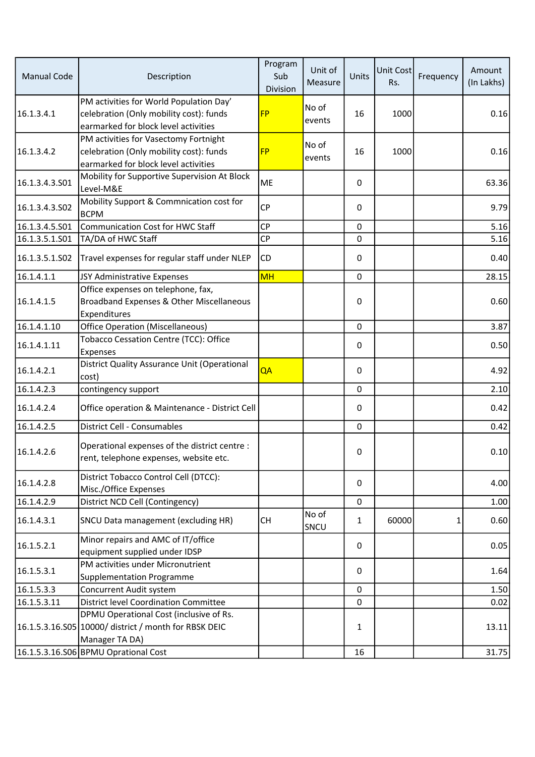| Manual Code | Description | Program Sub Division | Unit of Measure | Units | Unit Cost Rs. | Frequency | Amount (In Lakhs) |
|---|---|---|---|---|---|---|---|
| 16.1.3.4.1 | PM activities for World Population Day' celebration (Only mobility cost): funds earmarked for block level activities | FP | No of events | 16 | 1000 | | 0.16 |
| 16.1.3.4.2 | PM activities for Vasectomy Fortnight celebration (Only mobility cost): funds earmarked for block level activities | FP | No of events | 16 | 1000 | | 0.16 |
| 16.1.3.4.3.S01 | Mobility for Supportive Supervision At Block Level-M&E | ME | | 0 | | | 63.36 |
| 16.1.3.4.3.S02 | Mobility Support & Commnication cost for BCPM | CP | | 0 | | | 9.79 |
| 16.1.3.4.5.S01 | Communication Cost for HWC Staff | CP | | 0 | | | 5.16 |
| 16.1.3.5.1.S01 | TA/DA of HWC Staff | CP | | 0 | | | 5.16 |
| 16.1.3.5.1.S02 | Travel expenses for regular staff under NLEP | CD | | 0 | | | 0.40 |
| 16.1.4.1.1 | JSY Administrative Expenses | MH | | 0 | | | 28.15 |
| 16.1.4.1.5 | Office expenses on telephone, fax, Broadband Expenses & Other Miscellaneous Expenditures | | | 0 | | | 0.60 |
| 16.1.4.1.10 | Office Operation (Miscellaneous) | | | 0 | | | 3.87 |
| 16.1.4.1.11 | Tobacco Cessation Centre (TCC): Office Expenses | | | 0 | | | 0.50 |
| 16.1.4.2.1 | District Quality Assurance Unit (Operational cost) | QA | | 0 | | | 4.92 |
| 16.1.4.2.3 | contingency support | | | 0 | | | 2.10 |
| 16.1.4.2.4 | Office operation & Maintenance - District Cell | | | 0 | | | 0.42 |
| 16.1.4.2.5 | District Cell - Consumables | | | 0 | | | 0.42 |
| 16.1.4.2.6 | Operational expenses of the district centre : rent, telephone expenses, website etc. | | | 0 | | | 0.10 |
| 16.1.4.2.8 | District Tobacco Control Cell (DTCC): Misc./Office Expenses | | | 0 | | | 4.00 |
| 16.1.4.2.9 | District NCD Cell (Contingency) | | | 0 | | | 1.00 |
| 16.1.4.3.1 | SNCU Data management (excluding HR) | CH | No of SNCU | 1 | 60000 | 1 | 0.60 |
| 16.1.5.2.1 | Minor repairs and AMC of IT/office equipment supplied under IDSP | | | 0 | | | 0.05 |
| 16.1.5.3.1 | PM activities under Micronutrient Supplementation Programme | | | 0 | | | 1.64 |
| 16.1.5.3.3 | Concurrent Audit system | | | 0 | | | 1.50 |
| 16.1.5.3.11 | District level Coordination Committee | | | 0 | | | 0.02 |
| 16.1.5.3.16.S05 | DPMU Operational Cost (inclusive of Rs. 10000/ district / month for RBSK DEIC Manager TA DA) | | | 1 | | | 13.11 |
| 16.1.5.3.16.S06 | BPMU Oprational Cost | | | 16 | | | 31.75 |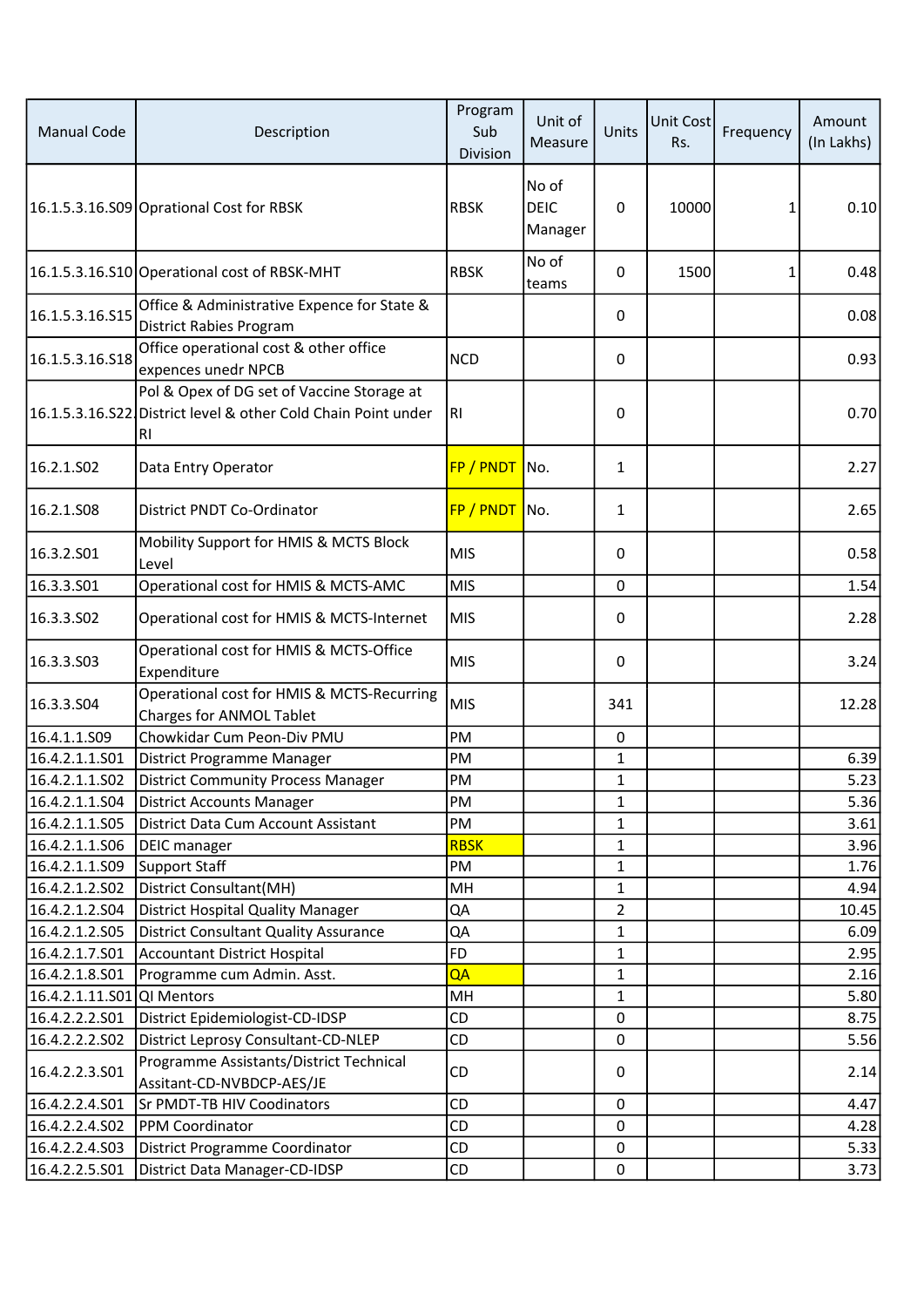| Manual Code | Description | Program Sub Division | Unit of Measure | Units | Unit Cost Rs. | Frequency | Amount (In Lakhs) |
|---|---|---|---|---|---|---|---|
| 16.1.5.3.16.S09 | Oprational Cost for RBSK | RBSK | No of DEIC Manager | 0 | 10000 | 1 | 0.10 |
| 16.1.5.3.16.S10 | Operational cost of RBSK-MHT | RBSK | No of teams | 0 | 1500 | 1 | 0.48 |
| 16.1.5.3.16.S15 | Office & Administrative Expence for State & District Rabies Program | | | 0 | | | 0.08 |
| 16.1.5.3.16.S18 | Office operational cost & other office expences unedr NPCB | NCD | | 0 | | | 0.93 |
| 16.1.5.3.16.S22 | Pol & Opex of DG set of Vaccine Storage at District level & other Cold Chain Point under RI | RI | | 0 | | | 0.70 |
| 16.2.1.S02 | Data Entry Operator | FP / PNDT | No. | 1 | | | 2.27 |
| 16.2.1.S08 | District PNDT Co-Ordinator | FP / PNDT | No. | 1 | | | 2.65 |
| 16.3.2.S01 | Mobility Support for HMIS & MCTS Block Level | MIS | | 0 | | | 0.58 |
| 16.3.3.S01 | Operational cost for HMIS & MCTS-AMC | MIS | | 0 | | | 1.54 |
| 16.3.3.S02 | Operational cost for HMIS & MCTS-Internet | MIS | | 0 | | | 2.28 |
| 16.3.3.S03 | Operational cost for HMIS & MCTS-Office Expenditure | MIS | | 0 | | | 3.24 |
| 16.3.3.S04 | Operational cost for HMIS & MCTS-Recurring Charges for ANMOL Tablet | MIS | | 341 | | | 12.28 |
| 16.4.1.1.S09 | Chowkidar Cum Peon-Div PMU | PM | | 0 | | | |
| 16.4.2.1.1.S01 | District Programme Manager | PM | | 1 | | | 6.39 |
| 16.4.2.1.1.S02 | District Community Process Manager | PM | | 1 | | | 5.23 |
| 16.4.2.1.1.S04 | District Accounts Manager | PM | | 1 | | | 5.36 |
| 16.4.2.1.1.S05 | District Data Cum Account Assistant | PM | | 1 | | | 3.61 |
| 16.4.2.1.1.S06 | DEIC manager | RBSK | | 1 | | | 3.96 |
| 16.4.2.1.1.S09 | Support Staff | PM | | 1 | | | 1.76 |
| 16.4.2.1.2.S02 | District Consultant(MH) | MH | | 1 | | | 4.94 |
| 16.4.2.1.2.S04 | District Hospital Quality Manager | QA | | 2 | | | 10.45 |
| 16.4.2.1.2.S05 | District Consultant Quality Assurance | QA | | 1 | | | 6.09 |
| 16.4.2.1.7.S01 | Accountant District Hospital | FD | | 1 | | | 2.95 |
| 16.4.2.1.8.S01 | Programme cum Admin. Asst. | QA | | 1 | | | 2.16 |
| 16.4.2.1.11.S01 | QI Mentors | MH | | 1 | | | 5.80 |
| 16.4.2.2.2.S01 | District Epidemiologist-CD-IDSP | CD | | 0 | | | 8.75 |
| 16.4.2.2.2.S02 | District Leprosy Consultant-CD-NLEP | CD | | 0 | | | 5.56 |
| 16.4.2.2.3.S01 | Programme Assistants/District Technical Assitant-CD-NVBDCP-AES/JE | CD | | 0 | | | 2.14 |
| 16.4.2.2.4.S01 | Sr PMDT-TB HIV Coodinators | CD | | 0 | | | 4.47 |
| 16.4.2.2.4.S02 | PPM Coordinator | CD | | 0 | | | 4.28 |
| 16.4.2.2.4.S03 | District Programme Coordinator | CD | | 0 | | | 5.33 |
| 16.4.2.2.5.S01 | District Data Manager-CD-IDSP | CD | | 0 | | | 3.73 |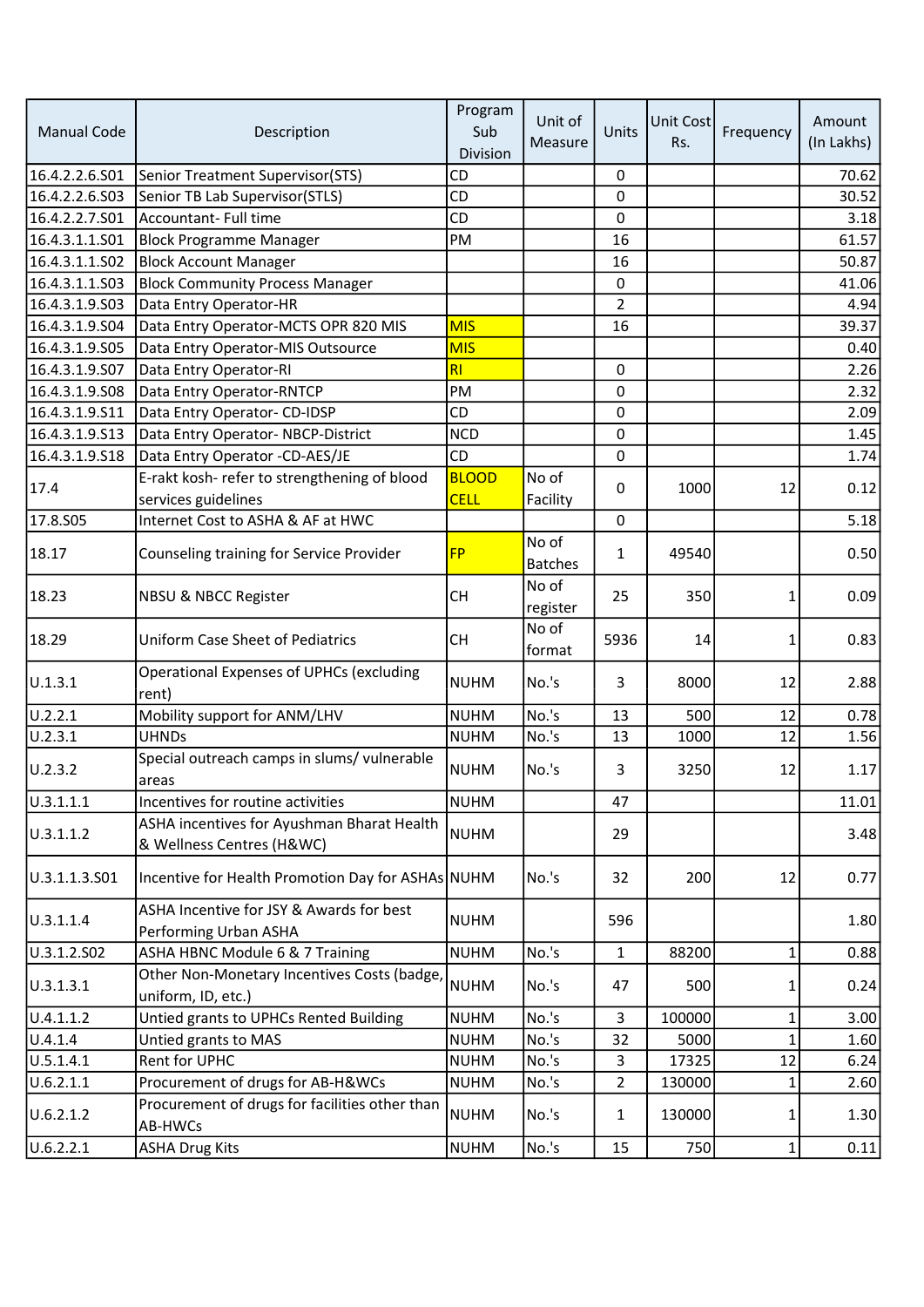| Manual Code | Description | Program Sub Division | Unit of Measure | Units | Unit Cost Rs. | Frequency | Amount (In Lakhs) |
|---|---|---|---|---|---|---|---|
| 16.4.2.2.6.S01 | Senior Treatment Supervisor(STS) | CD | | 0 | | | 70.62 |
| 16.4.2.2.6.S03 | Senior TB Lab Supervisor(STLS) | CD | | 0 | | | 30.52 |
| 16.4.2.2.7.S01 | Accountant- Full time | CD | | 0 | | | 3.18 |
| 16.4.3.1.1.S01 | Block Programme Manager | PM | | 16 | | | 61.57 |
| 16.4.3.1.1.S02 | Block Account Manager | | | 16 | | | 50.87 |
| 16.4.3.1.1.S03 | Block Community Process Manager | | | 0 | | | 41.06 |
| 16.4.3.1.9.S03 | Data Entry Operator-HR | | | 2 | | | 4.94 |
| 16.4.3.1.9.S04 | Data Entry Operator-MCTS OPR 820 MIS | MIS | | 16 | | | 39.37 |
| 16.4.3.1.9.S05 | Data Entry Operator-MIS Outsource | MIS | | | | | 0.40 |
| 16.4.3.1.9.S07 | Data Entry Operator-RI | RI | | 0 | | | 2.26 |
| 16.4.3.1.9.S08 | Data Entry Operator-RNTCP | PM | | 0 | | | 2.32 |
| 16.4.3.1.9.S11 | Data Entry Operator- CD-IDSP | CD | | 0 | | | 2.09 |
| 16.4.3.1.9.S13 | Data Entry Operator- NBCP-District | NCD | | 0 | | | 1.45 |
| 16.4.3.1.9.S18 | Data Entry Operator -CD-AES/JE | CD | | 0 | | | 1.74 |
| 17.4 | E-rakt kosh- refer to strengthening of blood services guidelines | BLOOD CELL | No of Facility | 0 | 1000 | 12 | 0.12 |
| 17.8.S05 | Internet Cost to ASHA & AF at HWC | | | 0 | | | 5.18 |
| 18.17 | Counseling training for Service Provider | FP | No of Batches | 1 | 49540 | | 0.50 |
| 18.23 | NBSU & NBCC Register | CH | No of register | 25 | 350 | 1 | 0.09 |
| 18.29 | Uniform Case Sheet of Pediatrics | CH | No of format | 5936 | 14 | 1 | 0.83 |
| U.1.3.1 | Operational Expenses of UPHCs (excluding rent) | NUHM | No.'s | 3 | 8000 | 12 | 2.88 |
| U.2.2.1 | Mobility support for ANM/LHV | NUHM | No.'s | 13 | 500 | 12 | 0.78 |
| U.2.3.1 | UHNDs | NUHM | No.'s | 13 | 1000 | 12 | 1.56 |
| U.2.3.2 | Special outreach camps in slums/ vulnerable areas | NUHM | No.'s | 3 | 3250 | 12 | 1.17 |
| U.3.1.1.1 | Incentives for routine activities | NUHM | | 47 | | | 11.01 |
| U.3.1.1.2 | ASHA incentives for Ayushman Bharat Health & Wellness Centres (H&WC) | NUHM | | 29 | | | 3.48 |
| U.3.1.1.3.S01 | Incentive for Health Promotion Day for ASHAs | NUHM | No.'s | 32 | 200 | 12 | 0.77 |
| U.3.1.1.4 | ASHA Incentive for JSY & Awards for best Performing Urban ASHA | NUHM | | 596 | | | 1.80 |
| U.3.1.2.S02 | ASHA HBNC Module 6 & 7 Training | NUHM | No.'s | 1 | 88200 | 1 | 0.88 |
| U.3.1.3.1 | Other Non-Monetary Incentives Costs (badge, uniform, ID, etc.) | NUHM | No.'s | 47 | 500 | 1 | 0.24 |
| U.4.1.1.2 | Untied grants to UPHCs Rented Building | NUHM | No.'s | 3 | 100000 | 1 | 3.00 |
| U.4.1.4 | Untied grants to MAS | NUHM | No.'s | 32 | 5000 | 1 | 1.60 |
| U.5.1.4.1 | Rent for UPHC | NUHM | No.'s | 3 | 17325 | 12 | 6.24 |
| U.6.2.1.1 | Procurement of drugs for AB-H&WCs | NUHM | No.'s | 2 | 130000 | 1 | 2.60 |
| U.6.2.1.2 | Procurement of drugs for facilities other than AB-HWCs | NUHM | No.'s | 1 | 130000 | 1 | 1.30 |
| U.6.2.2.1 | ASHA Drug Kits | NUHM | No.'s | 15 | 750 | 1 | 0.11 |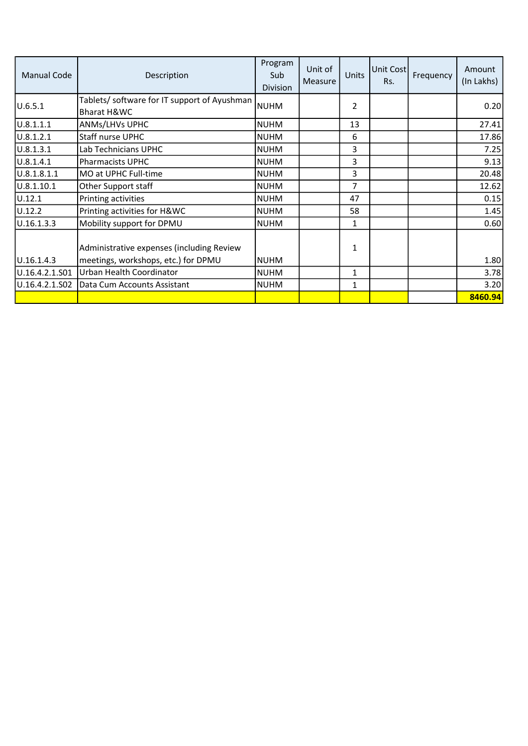| Manual Code | Description | Program Sub Division | Unit of Measure | Units | Unit Cost Rs. | Frequency | Amount (In Lakhs) |
|---|---|---|---|---|---|---|---|
| U.6.5.1 | Tablets/ software for IT support of Ayushman Bharat H&WC | NUHM | | 2 | | | 0.20 |
| U.8.1.1.1 | ANMs/LHVs UPHC | NUHM | | 13 | | | 27.41 |
| U.8.1.2.1 | Staff nurse UPHC | NUHM | | 6 | | | 17.86 |
| U.8.1.3.1 | Lab Technicians UPHC | NUHM | | 3 | | | 7.25 |
| U.8.1.4.1 | Pharmacists UPHC | NUHM | | 3 | | | 9.13 |
| U.8.1.8.1.1 | MO at UPHC Full-time | NUHM | | 3 | | | 20.48 |
| U.8.1.10.1 | Other Support staff | NUHM | | 7 | | | 12.62 |
| U.12.1 | Printing activities | NUHM | | 47 | | | 0.15 |
| U.12.2 | Printing activities for H&WC | NUHM | | 58 | | | 1.45 |
| U.16.1.3.3 | Mobility support for DPMU | NUHM | | 1 | | | 0.60 |
| U.16.1.4.3 | Administrative expenses (including Review meetings, workshops, etc.) for DPMU | NUHM | | 1 | | | 1.80 |
| U.16.4.2.1.S01 | Urban Health Coordinator | NUHM | | 1 | | | 3.78 |
| U.16.4.2.1.S02 | Data Cum Accounts Assistant | NUHM | | 1 | | | 3.20 |
| | | | | | | | **8460.94** |